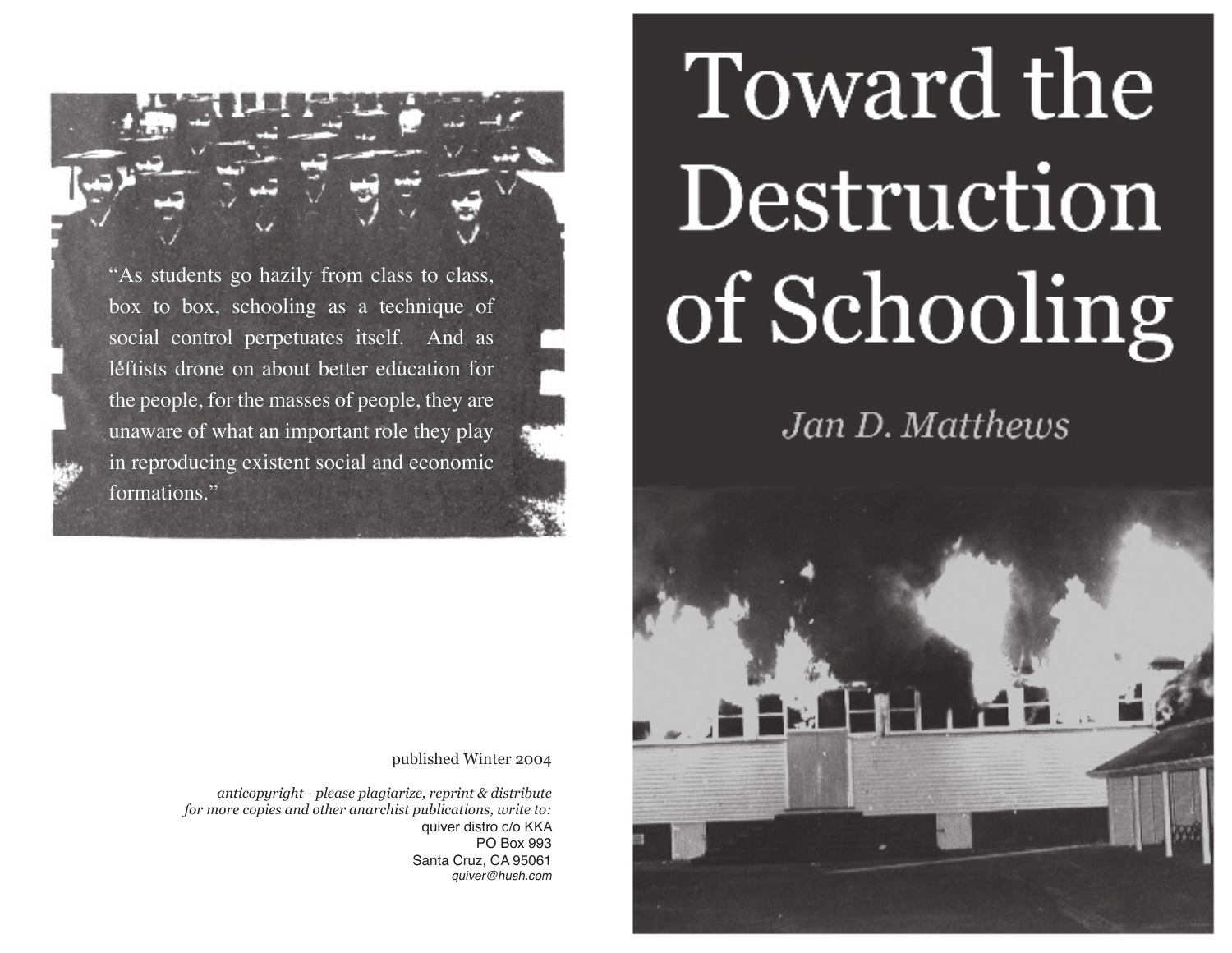# Toward the Destruction of Schooling

*Jan D. Matthews*

"As students go hazily from class to class, box to box, schooling as a technique of social control perpetuates itself. And as leftists drone on about better education for the people, for the masses of people, they are unaware of what an important role they play in reproducing existent social and economic formations."

published Winter 2004

*anticopyright - please plagiarize, reprint & distribute*
*for more copies and other anarchist publications, write to:*
quiver distro c/o KKA
PO Box 993
Santa Cruz, CA 95061
*quiver@hush.com*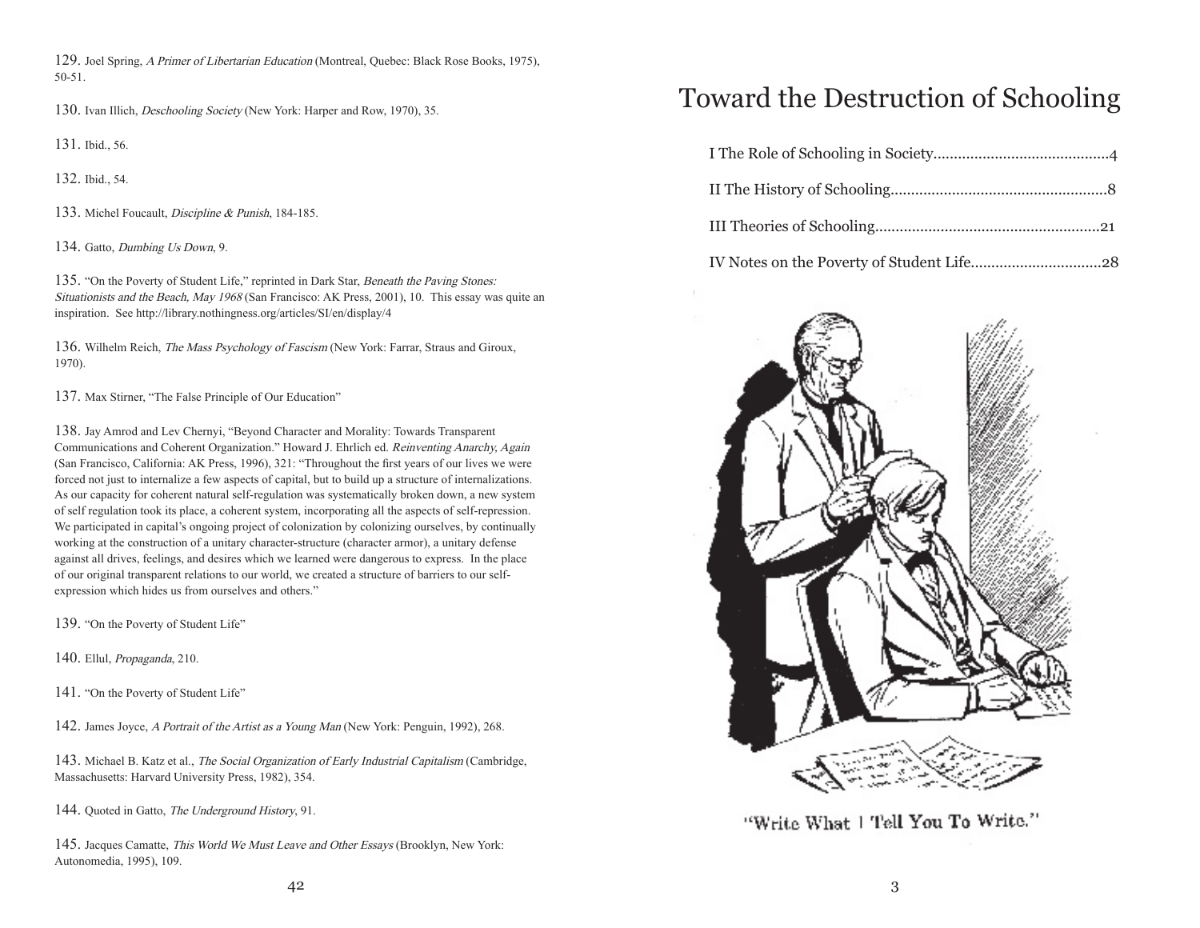129. Joel Spring, *A Primer of Libertarian Education* (Montreal, Quebec: Black Rose Books, 1975), 50-51.

130. Ivan Illich, *Deschooling Society* (New York: Harper and Row, 1970), 35.

131. Ibid., 56.

132. Ibid., 54.

133. Michel Foucault, *Discipline & Punish*, 184-185.

134. Gatto, *Dumbing Us Down*, 9.

135. "On the Poverty of Student Life," reprinted in Dark Star, *Beneath the Paving Stones: Situationists and the Beach, May 1968* (San Francisco: AK Press, 2001), 10. This essay was quite an inspiration. See http://library.nothingness.org/articles/SI/en/display/4

136. Wilhelm Reich, *The Mass Psychology of Fascism* (New York: Farrar, Straus and Giroux, 1970).

137. Max Stirner, "The False Principle of Our Education"

138. Jay Amrod and Lev Chernyi, "Beyond Character and Morality: Towards Transparent Communications and Coherent Organization." Howard J. Ehrlich ed. *Reinventing Anarchy, Again* (San Francisco, California: AK Press, 1996), 321: "Throughout the first years of our lives we were forced not just to internalize a few aspects of capital, but to build up a structure of internalizations. As our capacity for coherent natural self-regulation was systematically broken down, a new system of self regulation took its place, a coherent system, incorporating all the aspects of self-repression. We participated in capital's ongoing project of colonization by colonizing ourselves, by continually working at the construction of a unitary character-structure (character armor), a unitary defense against all drives, feelings, and desires which we learned were dangerous to express. In the place of our original transparent relations to our world, we created a structure of barriers to our self-expression which hides us from ourselves and others."

139. "On the Poverty of Student Life"

140. Ellul, *Propaganda*, 210.

141. "On the Poverty of Student Life"

142. James Joyce, *A Portrait of the Artist as a Young Man* (New York: Penguin, 1992), 268.

143. Michael B. Katz et al., *The Social Organization of Early Industrial Capitalism* (Cambridge, Massachusetts: Harvard University Press, 1982), 354.

144. Quoted in Gatto, *The Underground History*, 91.

145. Jacques Camatte, *This World We Must Leave and Other Essays* (Brooklyn, New York: Autonomedia, 1995), 109.

# Toward the Destruction of Schooling

I The Role of Schooling in Society..........................................4

II The History of Schooling....................................................8

III Theories of Schooling......................................................21

IV Notes on the Poverty of Student Life...............................28

"Write What I Tell You To Write."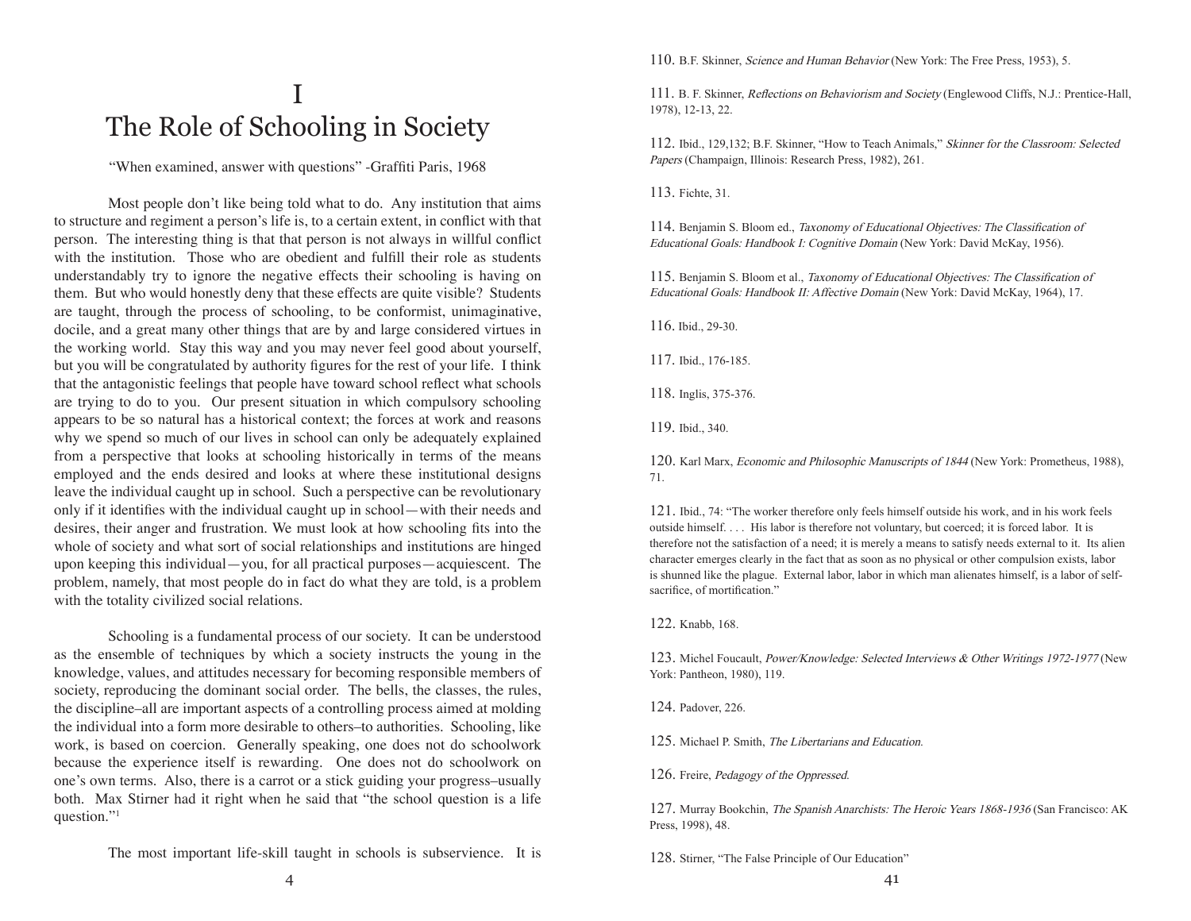# I
# The Role of Schooling in Society

"When examined, answer with questions" -Graffiti Paris, 1968

Most people don't like being told what to do. Any institution that aims to structure and regiment a person's life is, to a certain extent, in conflict with that person. The interesting thing is that that person is not always in willful conflict with the institution. Those who are obedient and fulfill their role as students understandably try to ignore the negative effects their schooling is having on them. But who would honestly deny that these effects are quite visible? Students are taught, through the process of schooling, to be conformist, unimaginative, docile, and a great many other things that are by and large considered virtues in the working world. Stay this way and you may never feel good about yourself, but you will be congratulated by authority figures for the rest of your life. I think that the antagonistic feelings that people have toward school reflect what schools are trying to do to you. Our present situation in which compulsory schooling appears to be so natural has a historical context; the forces at work and reasons why we spend so much of our lives in school can only be adequately explained from a perspective that looks at schooling historically in terms of the means employed and the ends desired and looks at where these institutional designs leave the individual caught up in school. Such a perspective can be revolutionary only if it identifies with the individual caught up in school—with their needs and desires, their anger and frustration. We must look at how schooling fits into the whole of society and what sort of social relationships and institutions are hinged upon keeping this individual—you, for all practical purposes—acquiescent. The problem, namely, that most people do in fact do what they are told, is a problem with the totality civilized social relations.

Schooling is a fundamental process of our society. It can be understood as the ensemble of techniques by which a society instructs the young in the knowledge, values, and attitudes necessary for becoming responsible members of society, reproducing the dominant social order. The bells, the classes, the rules, the discipline–all are important aspects of a controlling process aimed at molding the individual into a form more desirable to others–to authorities. Schooling, like work, is based on coercion. Generally speaking, one does not do schoolwork because the experience itself is rewarding. One does not do schoolwork on one's own terms. Also, there is a carrot or a stick guiding your progress–usually both. Max Stirner had it right when he said that "the school question is a life question."[1]

The most important life-skill taught in schools is subservience. It is

110. B.F. Skinner, *Science and Human Behavior* (New York: The Free Press, 1953), 5.

111. B. F. Skinner, *Reflections on Behaviorism and Society* (Englewood Cliffs, N.J.: Prentice-Hall, 1978), 12-13, 22.

112. Ibid., 129,132; B.F. Skinner, "How to Teach Animals," *Skinner for the Classroom: Selected Papers* (Champaign, Illinois: Research Press, 1982), 261.

113. Fichte, 31.

114. Benjamin S. Bloom ed., *Taxonomy of Educational Objectives: The Classification of Educational Goals: Handbook I: Cognitive Domain* (New York: David McKay, 1956).

115. Benjamin S. Bloom et al., *Taxonomy of Educational Objectives: The Classification of Educational Goals: Handbook II: Affective Domain* (New York: David McKay, 1964), 17.

116. Ibid., 29-30.

117. Ibid., 176-185.

118. Inglis, 375-376.

119. Ibid., 340.

120. Karl Marx, *Economic and Philosophic Manuscripts of 1844* (New York: Prometheus, 1988), 71.

121. Ibid., 74: "The worker therefore only feels himself outside his work, and in his work feels outside himself. . . . His labor is therefore not voluntary, but coerced; it is forced labor. It is therefore not the satisfaction of a need; it is merely a means to satisfy needs external to it. Its alien character emerges clearly in the fact that as soon as no physical or other compulsion exists, labor is shunned like the plague. External labor, labor in which man alienates himself, is a labor of self-sacrifice, of mortification."

122. Knabb, 168.

123. Michel Foucault, *Power/Knowledge: Selected Interviews & Other Writings 1972-1977* (New York: Pantheon, 1980), 119.

124. Padover, 226.

125. Michael P. Smith, *The Libertarians and Education.*

126. Freire, *Pedagogy of the Oppressed.*

127. Murray Bookchin, *The Spanish Anarchists: The Heroic Years 1868-1936* (San Francisco: AK Press, 1998), 48.

128. Stirner, "The False Principle of Our Education"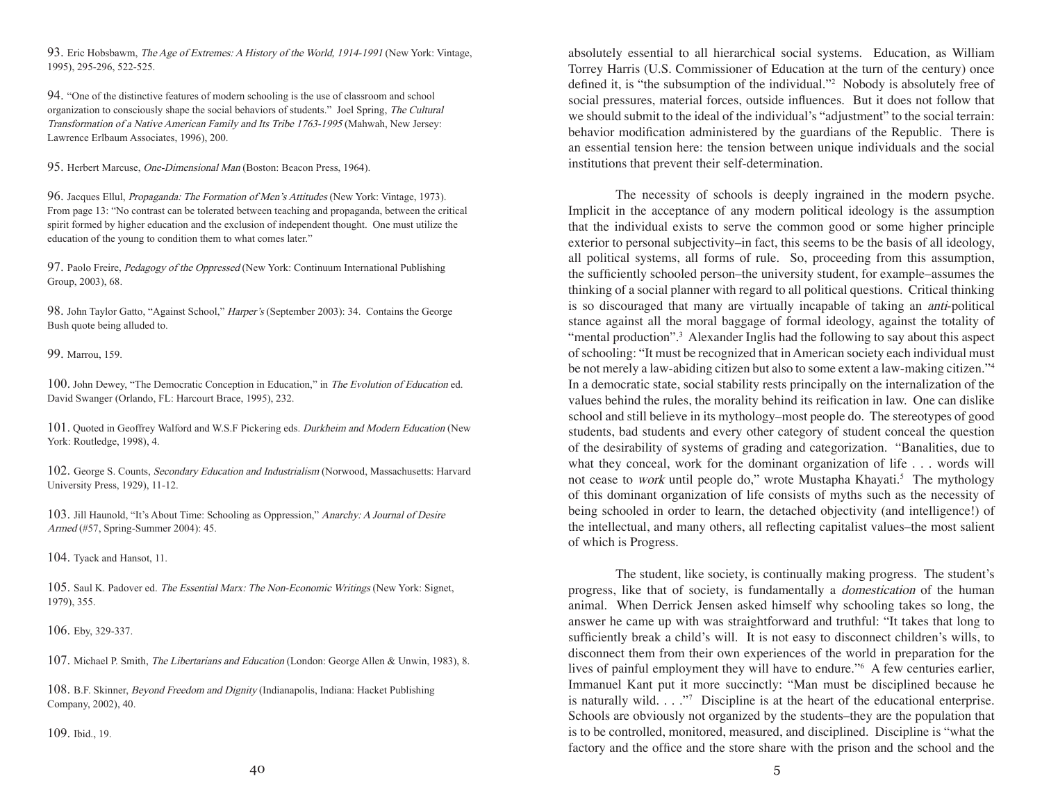93. Eric Hobsbawm, *The Age of Extremes: A History of the World, 1914-1991* (New York: Vintage, 1995), 295-296, 522-525.

94. "One of the distinctive features of modern schooling is the use of classroom and school organization to consciously shape the social behaviors of students." Joel Spring, *The Cultural Transformation of a Native American Family and Its Tribe 1763-1995* (Mahwah, New Jersey: Lawrence Erlbaum Associates, 1996), 200.

95. Herbert Marcuse, *One-Dimensional Man* (Boston: Beacon Press, 1964).

96. Jacques Ellul, *Propaganda: The Formation of Men's Attitudes* (New York: Vintage, 1973). From page 13: "No contrast can be tolerated between teaching and propaganda, between the critical spirit formed by higher education and the exclusion of independent thought. One must utilize the education of the young to condition them to what comes later."

97. Paolo Freire, *Pedagogy of the Oppressed* (New York: Continuum International Publishing Group, 2003), 68.

98. John Taylor Gatto, "Against School," *Harper's* (September 2003): 34. Contains the George Bush quote being alluded to.

99. Marrou, 159.

100. John Dewey, "The Democratic Conception in Education," in *The Evolution of Education* ed. David Swanger (Orlando, FL: Harcourt Brace, 1995), 232.

101. Quoted in Geoffrey Walford and W.S.F Pickering eds. *Durkheim and Modern Education* (New York: Routledge, 1998), 4.

102. George S. Counts, *Secondary Education and Industrialism* (Norwood, Massachusetts: Harvard University Press, 1929), 11-12.

103. Jill Haunold, "It's About Time: Schooling as Oppression," *Anarchy: A Journal of Desire Armed* (#57, Spring-Summer 2004): 45.

104. Tyack and Hansot, 11.

105. Saul K. Padover ed. *The Essential Marx: The Non-Economic Writings* (New York: Signet, 1979), 355.

106. Eby, 329-337.

107. Michael P. Smith, *The Libertarians and Education* (London: George Allen & Unwin, 1983), 8.

108. B.F. Skinner, *Beyond Freedom and Dignity* (Indianapolis, Indiana: Hacket Publishing Company, 2002), 40.

109. Ibid., 19.

absolutely essential to all hierarchical social systems. Education, as William Torrey Harris (U.S. Commissioner of Education at the turn of the century) once defined it, is "the subsumption of the individual."[2] Nobody is absolutely free of social pressures, material forces, outside influences. But it does not follow that we should submit to the ideal of the individual's "adjustment" to the social terrain: behavior modification administered by the guardians of the Republic. There is an essential tension here: the tension between unique individuals and the social institutions that prevent their self-determination.

The necessity of schools is deeply ingrained in the modern psyche. Implicit in the acceptance of any modern political ideology is the assumption that the individual exists to serve the common good or some higher principle exterior to personal subjectivity–in fact, this seems to be the basis of all ideology, all political systems, all forms of rule. So, proceeding from this assumption, the sufficiently schooled person–the university student, for example–assumes the thinking of a social planner with regard to all political questions. Critical thinking is so discouraged that many are virtually incapable of taking an *anti*-political stance against all the moral baggage of formal ideology, against the totality of "mental production".[3] Alexander Inglis had the following to say about this aspect of schooling: "It must be recognized that in American society each individual must be not merely a law-abiding citizen but also to some extent a law-making citizen."[4] In a democratic state, social stability rests principally on the internalization of the values behind the rules, the morality behind its reification in law. One can dislike school and still believe in its mythology–most people do. The stereotypes of good students, bad students and every other category of student conceal the question of the desirability of systems of grading and categorization. "Banalities, due to what they conceal, work for the dominant organization of life . . . words will not cease to *work* until people do," wrote Mustapha Khayati.[5] The mythology of this dominant organization of life consists of myths such as the necessity of being schooled in order to learn, the detached objectivity (and intelligence!) of the intellectual, and many others, all reflecting capitalist values–the most salient of which is Progress.

The student, like society, is continually making progress. The student's progress, like that of society, is fundamentally a *domestication* of the human animal. When Derrick Jensen asked himself why schooling takes so long, the answer he came up with was straightforward and truthful: "It takes that long to sufficiently break a child's will. It is not easy to disconnect children's wills, to disconnect them from their own experiences of the world in preparation for the lives of painful employment they will have to endure."[6] A few centuries earlier, Immanuel Kant put it more succinctly: "Man must be disciplined because he is naturally wild. . . ."[7] Discipline is at the heart of the educational enterprise. Schools are obviously not organized by the students–they are the population that is to be controlled, monitored, measured, and disciplined. Discipline is "what the factory and the office and the store share with the prison and the school and the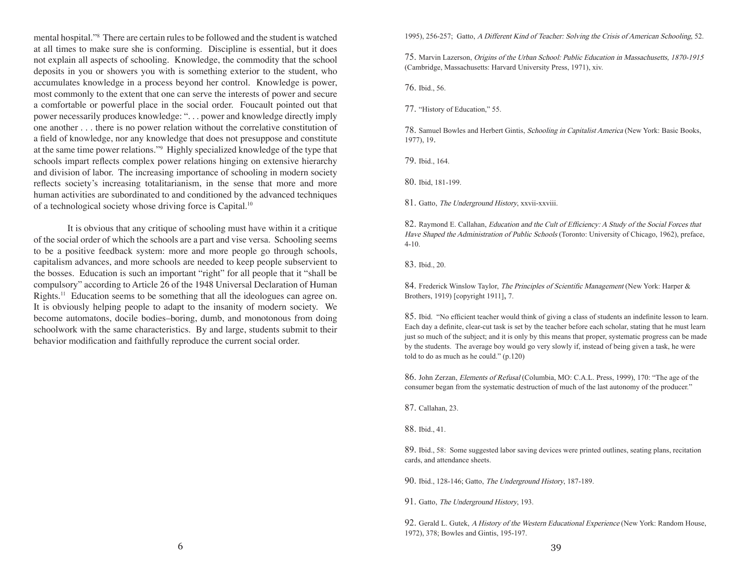mental hospital."[8] There are certain rules to be followed and the student is watched at all times to make sure she is conforming. Discipline is essential, but it does not explain all aspects of schooling. Knowledge, the commodity that the school deposits in you or showers you with is something exterior to the student, who accumulates knowledge in a process beyond her control. Knowledge is power, most commonly to the extent that one can serve the interests of power and secure a comfortable or powerful place in the social order. Foucault pointed out that power necessarily produces knowledge: ". . . power and knowledge directly imply one another . . . there is no power relation without the correlative constitution of a field of knowledge, nor any knowledge that does not presuppose and constitute at the same time power relations."[9] Highly specialized knowledge of the type that schools impart reflects complex power relations hinging on extensive hierarchy and division of labor. The increasing importance of schooling in modern society reflects society's increasing totalitarianism, in the sense that more and more human activities are subordinated to and conditioned by the advanced techniques of a technological society whose driving force is Capital.[10]

It is obvious that any critique of schooling must have within it a critique of the social order of which the schools are a part and vise versa. Schooling seems to be a positive feedback system: more and more people go through schools, capitalism advances, and more schools are needed to keep people subservient to the bosses. Education is such an important "right" for all people that it "shall be compulsory" according to Article 26 of the 1948 Universal Declaration of Human Rights.[11] Education seems to be something that all the ideologues can agree on. It is obviously helping people to adapt to the insanity of modern society. We become automatons, docile bodies–boring, dumb, and monotonous from doing schoolwork with the same characteristics. By and large, students submit to their behavior modification and faithfully reproduce the current social order.

1995), 256-257; Gatto, *A Different Kind of Teacher: Solving the Crisis of American Schooling*, 52.

75. Marvin Lazerson, *Origins of the Urban School: Public Education in Massachusetts, 1870-1915* (Cambridge, Massachusetts: Harvard University Press, 1971), xiv.

76. Ibid., 56.

77. "History of Education," 55.

78. Samuel Bowles and Herbert Gintis, *Schooling in Capitalist America* (New York: Basic Books, 1977), 19.

79. Ibid., 164.

80. Ibid, 181-199.

81. Gatto, *The Underground History*, xxvii-xxviii.

82. Raymond E. Callahan, *Education and the Cult of Efficiency: A Study of the Social Forces that Have Shaped the Administration of Public Schools* (Toronto: University of Chicago, 1962), preface, 4-10.

83. Ibid., 20.

84. Frederick Winslow Taylor, *The Principles of Scientific Management* (New York: Harper & Brothers, 1919) [copyright 1911], 7.

85. Ibid. "No efficient teacher would think of giving a class of students an indefinite lesson to learn. Each day a definite, clear-cut task is set by the teacher before each scholar, stating that he must learn just so much of the subject; and it is only by this means that proper, systematic progress can be made by the students. The average boy would go very slowly if, instead of being given a task, he were told to do as much as he could." (p.120)

86. John Zerzan, *Elements of Refusal* (Columbia, MO: C.A.L. Press, 1999), 170: "The age of the consumer began from the systematic destruction of much of the last autonomy of the producer."

87. Callahan, 23.

88. Ibid., 41.

89. Ibid., 58: Some suggested labor saving devices were printed outlines, seating plans, recitation cards, and attendance sheets.

90. Ibid., 128-146; Gatto, *The Underground History*, 187-189.

91. Gatto, *The Underground History*, 193.

92. Gerald L. Gutek, *A History of the Western Educational Experience* (New York: Random House, 1972), 378; Bowles and Gintis, 195-197.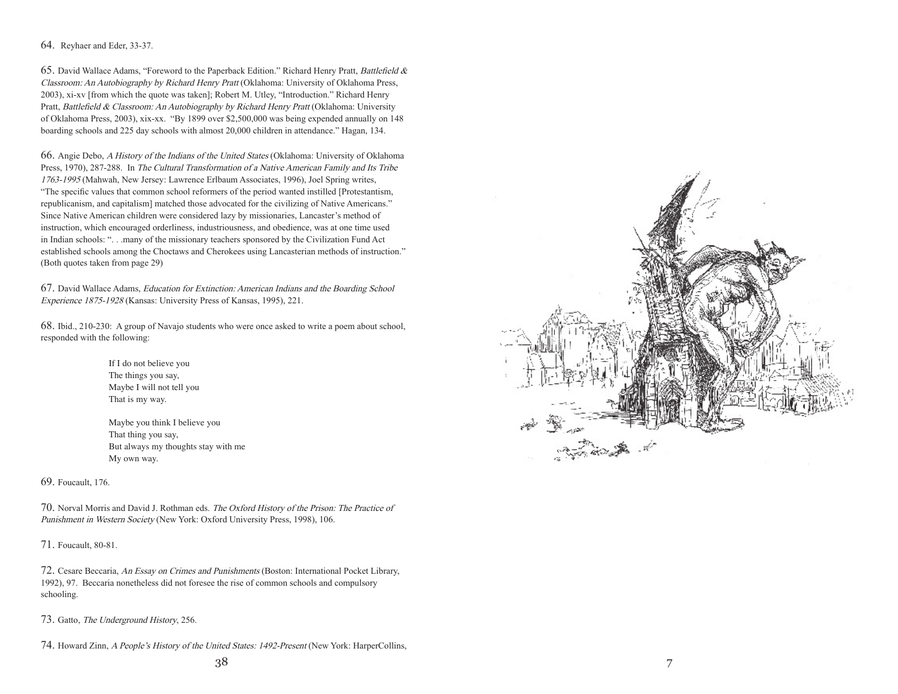64. Reyhaer and Eder, 33-37.

65. David Wallace Adams, "Foreword to the Paperback Edition." Richard Henry Pratt, *Battlefield & Classroom: An Autobiography by Richard Henry Pratt* (Oklahoma: University of Oklahoma Press, 2003), xi-xv [from which the quote was taken]; Robert M. Utley, "Introduction." Richard Henry Pratt, *Battlefield & Classroom: An Autobiography by Richard Henry Pratt* (Oklahoma: University of Oklahoma Press, 2003), xix-xx. "By 1899 over $2,500,000 was being expended annually on 148 boarding schools and 225 day schools with almost 20,000 children in attendance." Hagan, 134.

66. Angie Debo, *A History of the Indians of the United States* (Oklahoma: University of Oklahoma Press, 1970), 287-288. In *The Cultural Transformation of a Native American Family and Its Tribe 1763-1995* (Mahwah, New Jersey: Lawrence Erlbaum Associates, 1996), Joel Spring writes, "The specific values that common school reformers of the period wanted instilled [Protestantism, republicanism, and capitalism] matched those advocated for the civilizing of Native Americans." Since Native American children were considered lazy by missionaries, Lancaster's method of instruction, which encouraged orderliness, industriousness, and obedience, was at one time used in Indian schools: ". . .many of the missionary teachers sponsored by the Civilization Fund Act established schools among the Choctaws and Cherokees using Lancasterian methods of instruction." (Both quotes taken from page 29)

67. David Wallace Adams, *Education for Extinction: American Indians and the Boarding School Experience 1875-1928* (Kansas: University Press of Kansas, 1995), 221.

68. Ibid., 210-230: A group of Navajo students who were once asked to write a poem about school, responded with the following:

> If I do not believe you
> The things you say,
> Maybe I will not tell you
> That is my way.
>
> Maybe you think I believe you
> That thing you say,
> But always my thoughts stay with me
> My own way.

69. Foucault, 176.

70. Norval Morris and David J. Rothman eds. *The Oxford History of the Prison: The Practice of Punishment in Western Society* (New York: Oxford University Press, 1998), 106.

71. Foucault, 80-81.

72. Cesare Beccaria, *An Essay on Crimes and Punishments* (Boston: International Pocket Library, 1992), 97. Beccaria nonetheless did not foresee the rise of common schools and compulsory schooling.

73. Gatto, *The Underground History*, 256.

74. Howard Zinn, *A People's History of the United States: 1492-Present* (New York: HarperCollins,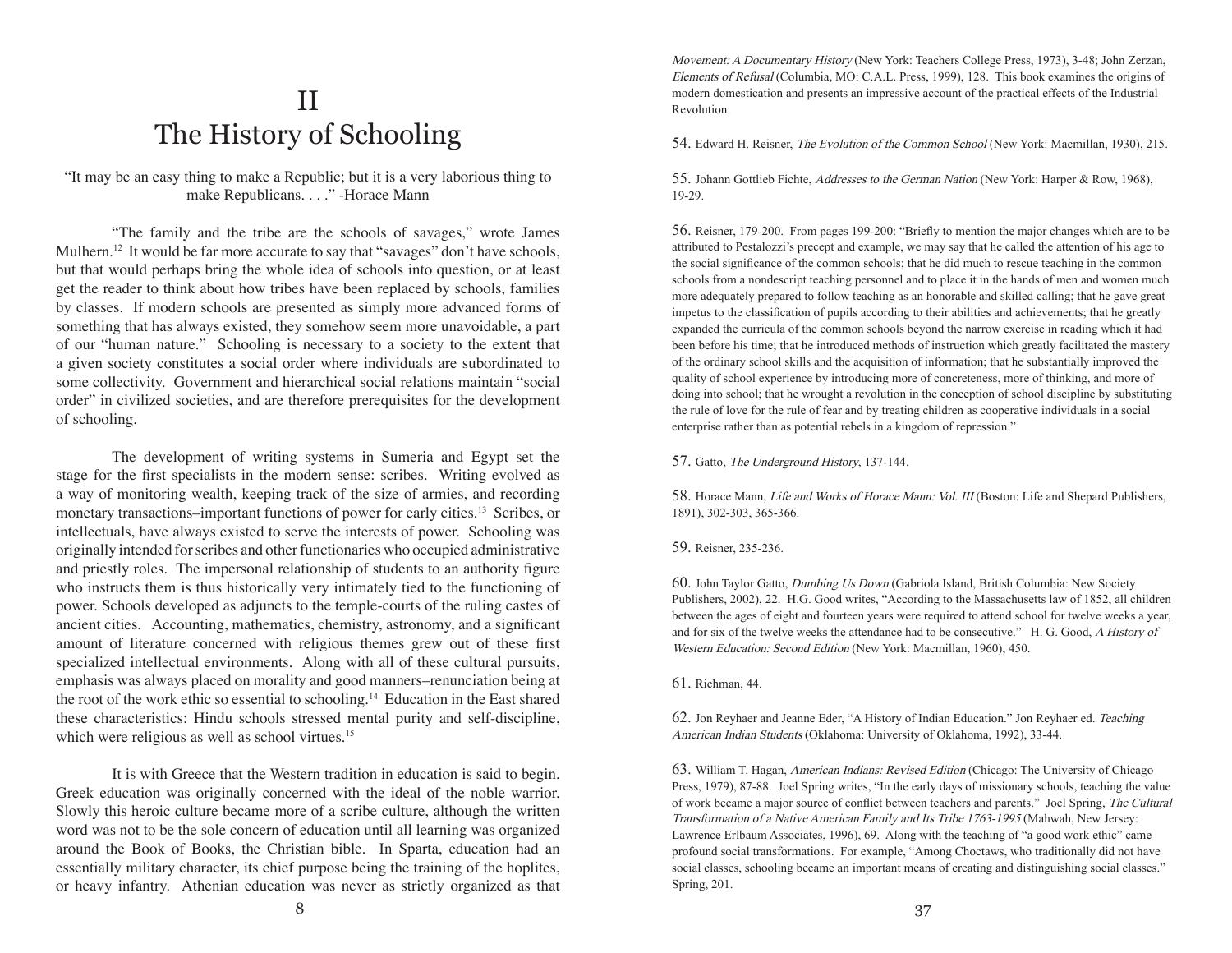# II
# The History of Schooling

"It may be an easy thing to make a Republic; but it is a very laborious thing to make Republicans. . . ." -Horace Mann

"The family and the tribe are the schools of savages," wrote James Mulhern.[12] It would be far more accurate to say that "savages" don't have schools, but that would perhaps bring the whole idea of schools into question, or at least get the reader to think about how tribes have been replaced by schools, families by classes. If modern schools are presented as simply more advanced forms of something that has always existed, they somehow seem more unavoidable, a part of our "human nature." Schooling is necessary to a society to the extent that a given society constitutes a social order where individuals are subordinated to some collectivity. Government and hierarchical social relations maintain "social order" in civilized societies, and are therefore prerequisites for the development of schooling.

The development of writing systems in Sumeria and Egypt set the stage for the first specialists in the modern sense: scribes. Writing evolved as a way of monitoring wealth, keeping track of the size of armies, and recording monetary transactions–important functions of power for early cities.[13] Scribes, or intellectuals, have always existed to serve the interests of power. Schooling was originally intended for scribes and other functionaries who occupied administrative and priestly roles. The impersonal relationship of students to an authority figure who instructs them is thus historically very intimately tied to the functioning of power. Schools developed as adjuncts to the temple-courts of the ruling castes of ancient cities. Accounting, mathematics, chemistry, astronomy, and a significant amount of literature concerned with religious themes grew out of these first specialized intellectual environments. Along with all of these cultural pursuits, emphasis was always placed on morality and good manners–renunciation being at the root of the work ethic so essential to schooling.[14] Education in the East shared these characteristics: Hindu schools stressed mental purity and self-discipline, which were religious as well as school virtues.[15]

It is with Greece that the Western tradition in education is said to begin. Greek education was originally concerned with the ideal of the noble warrior. Slowly this heroic culture became more of a scribe culture, although the written word was not to be the sole concern of education until all learning was organized around the Book of Books, the Christian bible. In Sparta, education had an essentially military character, its chief purpose being the training of the hoplites, or heavy infantry. Athenian education was never as strictly organized as that

*Movement: A Documentary History* (New York: Teachers College Press, 1973), 3-48; John Zerzan, *Elements of Refusal* (Columbia, MO: C.A.L. Press, 1999), 128. This book examines the origins of modern domestication and presents an impressive account of the practical effects of the Industrial Revolution.

54. Edward H. Reisner, *The Evolution of the Common School* (New York: Macmillan, 1930), 215.

55. Johann Gottlieb Fichte, *Addresses to the German Nation* (New York: Harper & Row, 1968), 19-29.

56. Reisner, 179-200. From pages 199-200: "Briefly to mention the major changes which are to be attributed to Pestalozzi's precept and example, we may say that he called the attention of his age to the social significance of the common schools; that he did much to rescue teaching in the common schools from a nondescript teaching personnel and to place it in the hands of men and women much more adequately prepared to follow teaching as an honorable and skilled calling; that he gave great impetus to the classification of pupils according to their abilities and achievements; that he greatly expanded the curricula of the common schools beyond the narrow exercise in reading which it had been before his time; that he introduced methods of instruction which greatly facilitated the mastery of the ordinary school skills and the acquisition of information; that he substantially improved the quality of school experience by introducing more of concreteness, more of thinking, and more of doing into school; that he wrought a revolution in the conception of school discipline by substituting the rule of love for the rule of fear and by treating children as cooperative individuals in a social enterprise rather than as potential rebels in a kingdom of repression."

57. Gatto, *The Underground History*, 137-144.

58. Horace Mann, *Life and Works of Horace Mann: Vol. III* (Boston: Life and Shepard Publishers, 1891), 302-303, 365-366.

59. Reisner, 235-236.

60. John Taylor Gatto, *Dumbing Us Down* (Gabriola Island, British Columbia: New Society Publishers, 2002), 22. H.G. Good writes, "According to the Massachusetts law of 1852, all children between the ages of eight and fourteen years were required to attend school for twelve weeks a year, and for six of the twelve weeks the attendance had to be consecutive." H. G. Good, *A History of Western Education: Second Edition* (New York: Macmillan, 1960), 450.

61. Richman, 44.

62. Jon Reyhaer and Jeanne Eder, "A History of Indian Education." Jon Reyhaer ed. *Teaching American Indian Students* (Oklahoma: University of Oklahoma, 1992), 33-44.

63. William T. Hagan, *American Indians: Revised Edition* (Chicago: The University of Chicago Press, 1979), 87-88. Joel Spring writes, "In the early days of missionary schools, teaching the value of work became a major source of conflict between teachers and parents." Joel Spring, *The Cultural Transformation of a Native American Family and Its Tribe 1763-1995* (Mahwah, New Jersey: Lawrence Erlbaum Associates, 1996), 69. Along with the teaching of "a good work ethic" came profound social transformations. For example, "Among Choctaws, who traditionally did not have social classes, schooling became an important means of creating and distinguishing social classes." Spring, 201.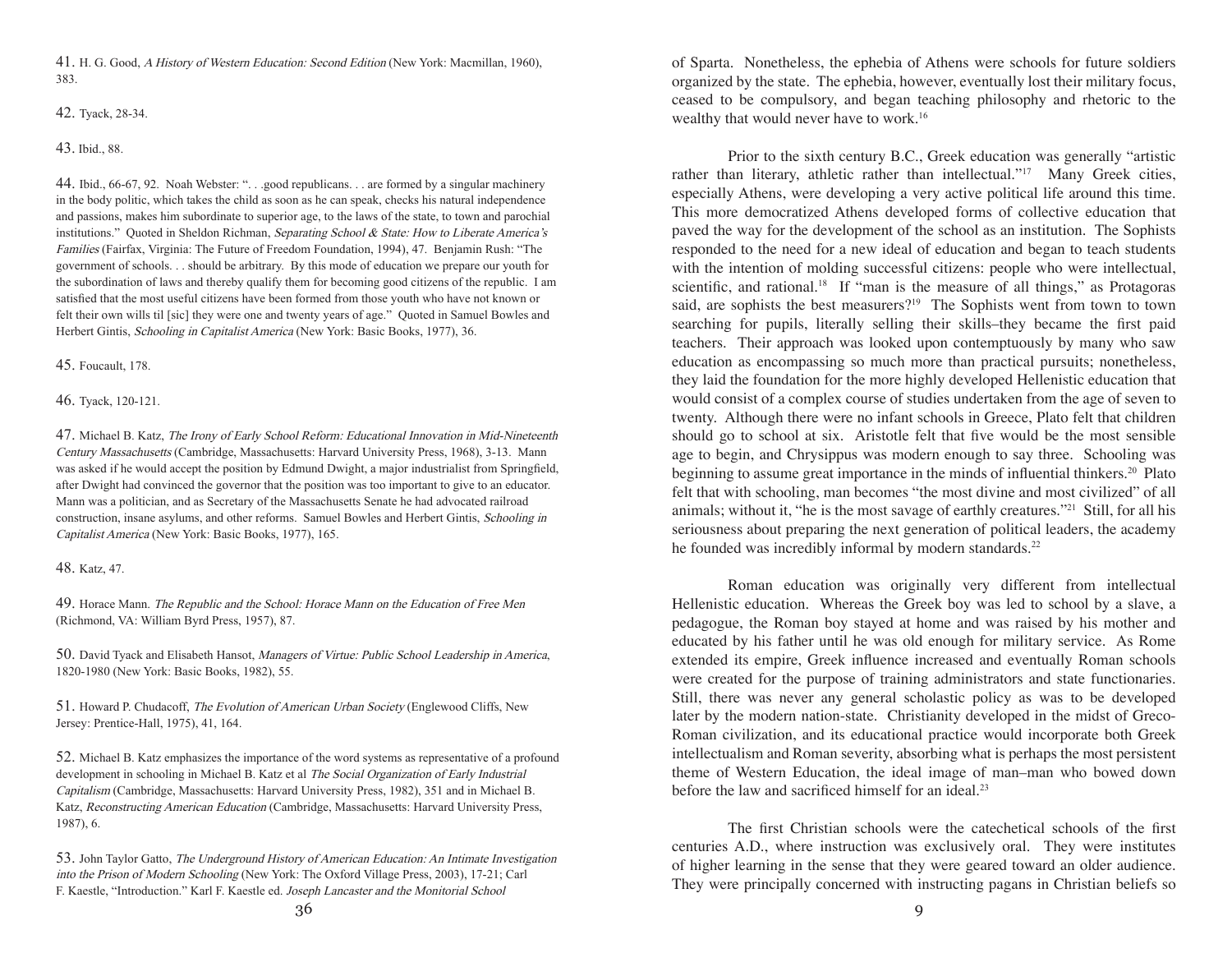41. H. G. Good, *A History of Western Education: Second Edition* (New York: Macmillan, 1960), 383.

42. Tyack, 28-34.

43. Ibid., 88.

44. Ibid., 66-67, 92. Noah Webster: ". . .good republicans. . . are formed by a singular machinery in the body politic, which takes the child as soon as he can speak, checks his natural independence and passions, makes him subordinate to superior age, to the laws of the state, to town and parochial institutions." Quoted in Sheldon Richman, *Separating School & State: How to Liberate America's Families* (Fairfax, Virginia: The Future of Freedom Foundation, 1994), 47. Benjamin Rush: "The government of schools. . . should be arbitrary. By this mode of education we prepare our youth for the subordination of laws and thereby qualify them for becoming good citizens of the republic. I am satisfied that the most useful citizens have been formed from those youth who have not known or felt their own wills til [sic] they were one and twenty years of age." Quoted in Samuel Bowles and Herbert Gintis, *Schooling in Capitalist America* (New York: Basic Books, 1977), 36.

45. Foucault, 178.

46. Tyack, 120-121.

47. Michael B. Katz, *The Irony of Early School Reform: Educational Innovation in Mid-Nineteenth Century Massachusetts* (Cambridge, Massachusetts: Harvard University Press, 1968), 3-13. Mann was asked if he would accept the position by Edmund Dwight, a major industrialist from Springfield, after Dwight had convinced the governor that the position was too important to give to an educator. Mann was a politician, and as Secretary of the Massachusetts Senate he had advocated railroad construction, insane asylums, and other reforms. Samuel Bowles and Herbert Gintis, *Schooling in Capitalist America* (New York: Basic Books, 1977), 165.

48. Katz, 47.

49. Horace Mann. *The Republic and the School: Horace Mann on the Education of Free Men* (Richmond, VA: William Byrd Press, 1957), 87.

50. David Tyack and Elisabeth Hansot, *Managers of Virtue: Public School Leadership in America, 1820-1980* (New York: Basic Books, 1982), 55.

51. Howard P. Chudacoff, *The Evolution of American Urban Society* (Englewood Cliffs, New Jersey: Prentice-Hall, 1975), 41, 164.

52. Michael B. Katz emphasizes the importance of the word systems as representative of a profound development in schooling in Michael B. Katz et al *The Social Organization of Early Industrial Capitalism* (Cambridge, Massachusetts: Harvard University Press, 1982), 351 and in Michael B. Katz, *Reconstructing American Education* (Cambridge, Massachusetts: Harvard University Press, 1987), 6.

53. John Taylor Gatto, *The Underground History of American Education: An Intimate Investigation into the Prison of Modern Schooling* (New York: The Oxford Village Press, 2003), 17-21; Carl F. Kaestle, "Introduction." Karl F. Kaestle ed. *Joseph Lancaster and the Monitorial School*

of Sparta. Nonetheless, the ephebia of Athens were schools for future soldiers organized by the state. The ephebia, however, eventually lost their military focus, ceased to be compulsory, and began teaching philosophy and rhetoric to the wealthy that would never have to work.[16]

Prior to the sixth century B.C., Greek education was generally "artistic rather than literary, athletic rather than intellectual."[17] Many Greek cities, especially Athens, were developing a very active political life around this time. This more democratized Athens developed forms of collective education that paved the way for the development of the school as an institution. The Sophists responded to the need for a new ideal of education and began to teach students with the intention of molding successful citizens: people who were intellectual, scientific, and rational.[18] If "man is the measure of all things," as Protagoras said, are sophists the best measurers?[19] The Sophists went from town to town searching for pupils, literally selling their skills–they became the first paid teachers. Their approach was looked upon contemptuously by many who saw education as encompassing so much more than practical pursuits; nonetheless, they laid the foundation for the more highly developed Hellenistic education that would consist of a complex course of studies undertaken from the age of seven to twenty. Although there were no infant schools in Greece, Plato felt that children should go to school at six. Aristotle felt that five would be the most sensible age to begin, and Chrysippus was modern enough to say three. Schooling was beginning to assume great importance in the minds of influential thinkers.[20] Plato felt that with schooling, man becomes "the most divine and most civilized" of all animals; without it, "he is the most savage of earthly creatures."[21] Still, for all his seriousness about preparing the next generation of political leaders, the academy he founded was incredibly informal by modern standards.[22]

Roman education was originally very different from intellectual Hellenistic education. Whereas the Greek boy was led to school by a slave, a pedagogue, the Roman boy stayed at home and was raised by his mother and educated by his father until he was old enough for military service. As Rome extended its empire, Greek influence increased and eventually Roman schools were created for the purpose of training administrators and state functionaries. Still, there was never any general scholastic policy as was to be developed later by the modern nation-state. Christianity developed in the midst of Greco-Roman civilization, and its educational practice would incorporate both Greek intellectualism and Roman severity, absorbing what is perhaps the most persistent theme of Western Education, the ideal image of man–man who bowed down before the law and sacrificed himself for an ideal.[23]

The first Christian schools were the catechetical schools of the first centuries A.D., where instruction was exclusively oral. They were institutes of higher learning in the sense that they were geared toward an older audience. They were principally concerned with instructing pagans in Christian beliefs so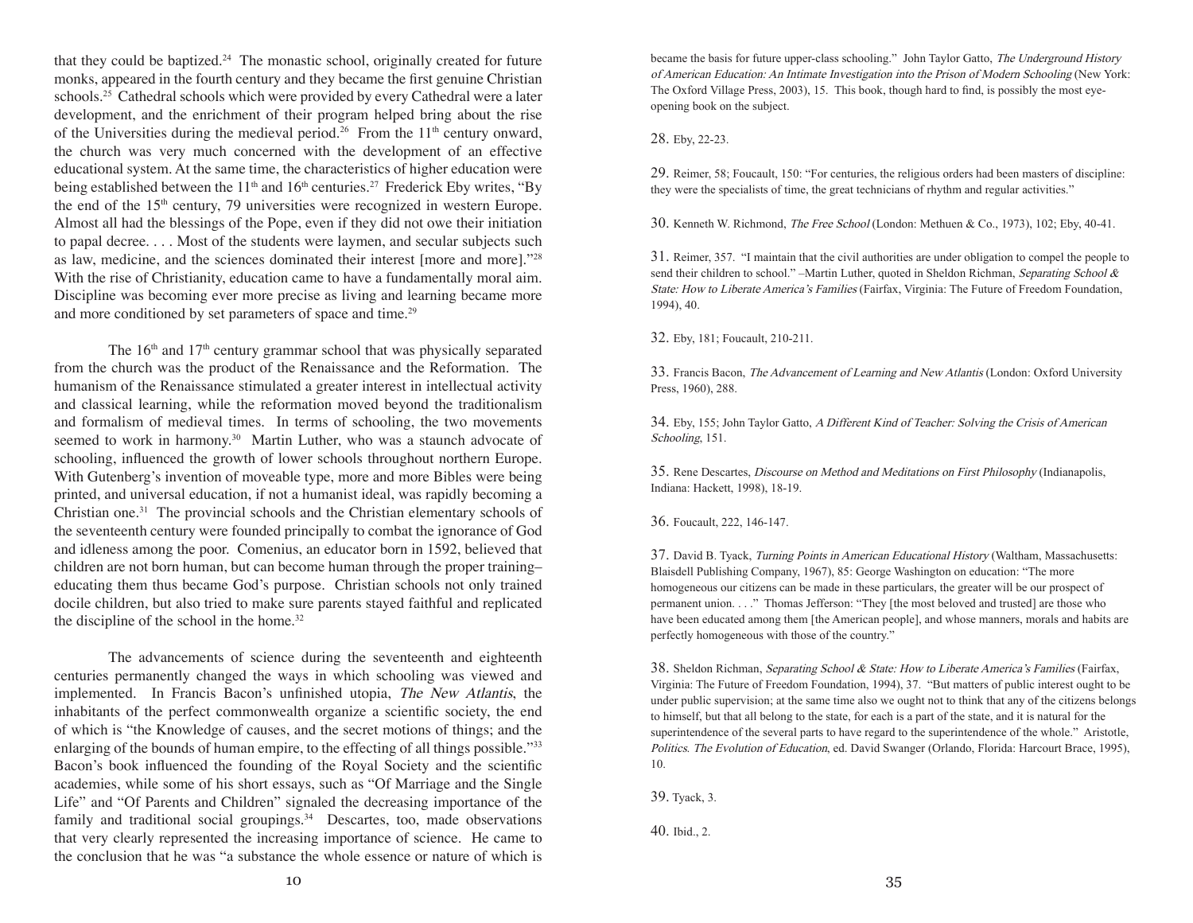that they could be baptized.[24] The monastic school, originally created for future monks, appeared in the fourth century and they became the first genuine Christian schools.[25] Cathedral schools which were provided by every Cathedral were a later development, and the enrichment of their program helped bring about the rise of the Universities during the medieval period.[26] From the 11th century onward, the church was very much concerned with the development of an effective educational system. At the same time, the characteristics of higher education were being established between the 11th and 16th centuries.[27] Frederick Eby writes, "By the end of the 15th century, 79 universities were recognized in western Europe. Almost all had the blessings of the Pope, even if they did not owe their initiation to papal decree. . . . Most of the students were laymen, and secular subjects such as law, medicine, and the sciences dominated their interest [more and more]."[28] With the rise of Christianity, education came to have a fundamentally moral aim. Discipline was becoming ever more precise as living and learning became more and more conditioned by set parameters of space and time.[29]

The 16th and 17th century grammar school that was physically separated from the church was the product of the Renaissance and the Reformation. The humanism of the Renaissance stimulated a greater interest in intellectual activity and classical learning, while the reformation moved beyond the traditionalism and formalism of medieval times. In terms of schooling, the two movements seemed to work in harmony.[30] Martin Luther, who was a staunch advocate of schooling, influenced the growth of lower schools throughout northern Europe. With Gutenberg's invention of moveable type, more and more Bibles were being printed, and universal education, if not a humanist ideal, was rapidly becoming a Christian one.[31] The provincial schools and the Christian elementary schools of the seventeenth century were founded principally to combat the ignorance of God and idleness among the poor. Comenius, an educator born in 1592, believed that children are not born human, but can become human through the proper training–educating them thus became God's purpose. Christian schools not only trained docile children, but also tried to make sure parents stayed faithful and replicated the discipline of the school in the home.[32]

The advancements of science during the seventeenth and eighteenth centuries permanently changed the ways in which schooling was viewed and implemented. In Francis Bacon's unfinished utopia, *The New Atlantis*, the inhabitants of the perfect commonwealth organize a scientific society, the end of which is "the Knowledge of causes, and the secret motions of things; and the enlarging of the bounds of human empire, to the effecting of all things possible."[33] Bacon's book influenced the founding of the Royal Society and the scientific academies, while some of his short essays, such as "Of Marriage and the Single Life" and "Of Parents and Children" signaled the decreasing importance of the family and traditional social groupings.[34] Descartes, too, made observations that very clearly represented the increasing importance of science. He came to the conclusion that he was "a substance the whole essence or nature of which is

became the basis for future upper-class schooling." John Taylor Gatto, *The Underground History of American Education: An Intimate Investigation into the Prison of Modern Schooling* (New York: The Oxford Village Press, 2003), 15. This book, though hard to find, is possibly the most eye-opening book on the subject.

28. Eby, 22-23.

29. Reimer, 58; Foucault, 150: "For centuries, the religious orders had been masters of discipline: they were the specialists of time, the great technicians of rhythm and regular activities."

30. Kenneth W. Richmond, *The Free School* (London: Methuen & Co., 1973), 102; Eby, 40-41.

31. Reimer, 357. "I maintain that the civil authorities are under obligation to compel the people to send their children to school." –Martin Luther, quoted in Sheldon Richman, *Separating School & State: How to Liberate America's Families* (Fairfax, Virginia: The Future of Freedom Foundation, 1994), 40.

32. Eby, 181; Foucault, 210-211.

33. Francis Bacon, *The Advancement of Learning and New Atlantis* (London: Oxford University Press, 1960), 288.

34. Eby, 155; John Taylor Gatto, *A Different Kind of Teacher: Solving the Crisis of American Schooling*, 151.

35. Rene Descartes, *Discourse on Method and Meditations on First Philosophy* (Indianapolis, Indiana: Hackett, 1998), 18-19.

36. Foucault, 222, 146-147.

37. David B. Tyack, *Turning Points in American Educational History* (Waltham, Massachusetts: Blaisdell Publishing Company, 1967), 85: George Washington on education: "The more homogeneous our citizens can be made in these particulars, the greater will be our prospect of permanent union. . . ." Thomas Jefferson: "They [the most beloved and trusted] are those who have been educated among them [the American people], and whose manners, morals and habits are perfectly homogeneous with those of the country."

38. Sheldon Richman, *Separating School & State: How to Liberate America's Families* (Fairfax, Virginia: The Future of Freedom Foundation, 1994), 37. "But matters of public interest ought to be under public supervision; at the same time also we ought not to think that any of the citizens belongs to himself, but that all belong to the state, for each is a part of the state, and it is natural for the superintendence of the several parts to have regard to the superintendence of the whole." Aristotle, *Politics*. *The Evolution of Education*, ed. David Swanger (Orlando, Florida: Harcourt Brace, 1995), 10.

39. Tyack, 3.

40. Ibid., 2.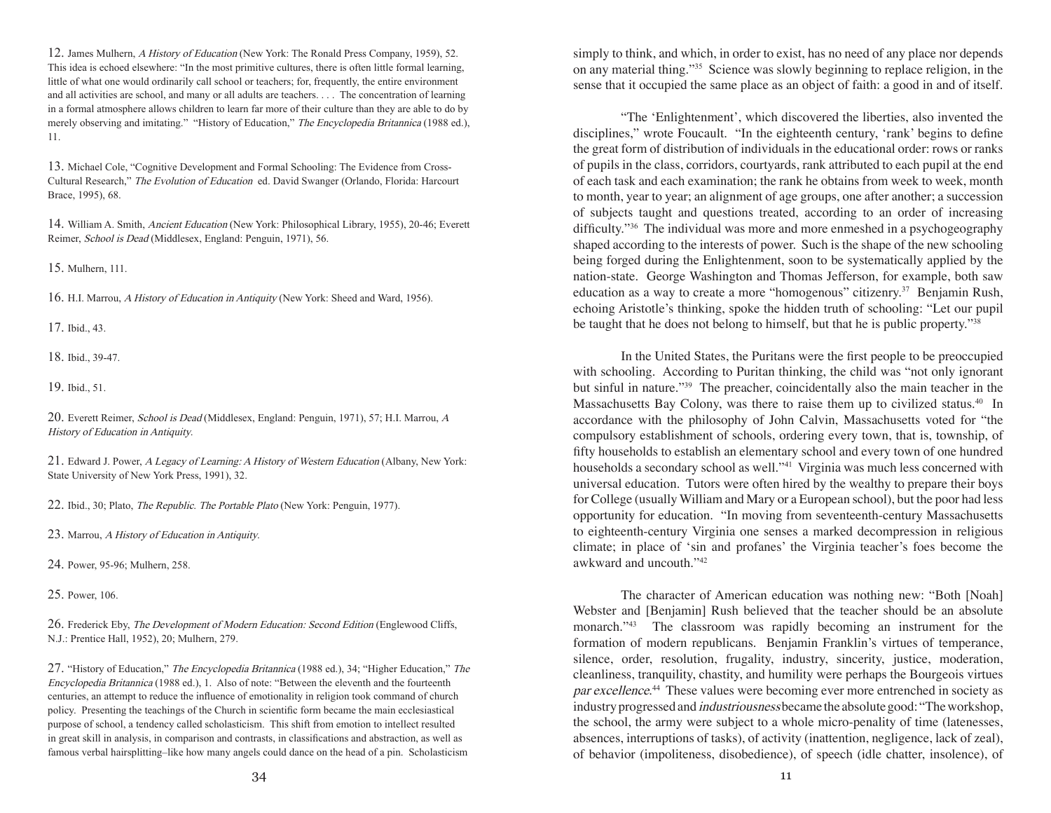12. James Mulhern, *A History of Education* (New York: The Ronald Press Company, 1959), 52. This idea is echoed elsewhere: "In the most primitive cultures, there is often little formal learning, little of what one would ordinarily call school or teachers; for, frequently, the entire environment and all activities are school, and many or all adults are teachers. . . . The concentration of learning in a formal atmosphere allows children to learn far more of their culture than they are able to do by merely observing and imitating." "History of Education," *The Encyclopedia Britannica* (1988 ed.), 11.

13. Michael Cole, "Cognitive Development and Formal Schooling: The Evidence from Cross-Cultural Research," *The Evolution of Education* ed. David Swanger (Orlando, Florida: Harcourt Brace, 1995), 68.

14. William A. Smith, *Ancient Education* (New York: Philosophical Library, 1955), 20-46; Everett Reimer, *School is Dead* (Middlesex, England: Penguin, 1971), 56.

15. Mulhern, 111.

16. H.I. Marrou, *A History of Education in Antiquity* (New York: Sheed and Ward, 1956).

17. Ibid., 43.

18. Ibid., 39-47.

19. Ibid., 51.

20. Everett Reimer, *School is Dead* (Middlesex, England: Penguin, 1971), 57; H.I. Marrou, *A History of Education in Antiquity.*

21. Edward J. Power, *A Legacy of Learning: A History of Western Education* (Albany, New York: State University of New York Press, 1991), 32.

22. Ibid., 30; Plato, *The Republic. The Portable Plato* (New York: Penguin, 1977).

23. Marrou, *A History of Education in Antiquity.*

24. Power, 95-96; Mulhern, 258.

25. Power, 106.

26. Frederick Eby, *The Development of Modern Education: Second Edition* (Englewood Cliffs, N.J.: Prentice Hall, 1952), 20; Mulhern, 279.

27. "History of Education," *The Encyclopedia Britannica* (1988 ed.), 34; "Higher Education," *The Encyclopedia Britannica* (1988 ed.), 1. Also of note: "Between the eleventh and the fourteenth centuries, an attempt to reduce the influence of emotionality in religion took command of church policy. Presenting the teachings of the Church in scientific form became the main ecclesiastical purpose of school, a tendency called scholasticism. This shift from emotion to intellect resulted in great skill in analysis, in comparison and contrasts, in classifications and abstraction, as well as famous verbal hairsplitting–like how many angels could dance on the head of a pin. Scholasticism

simply to think, and which, in order to exist, has no need of any place nor depends on any material thing."[35] Science was slowly beginning to replace religion, in the sense that it occupied the same place as an object of faith: a good in and of itself.

"The 'Enlightenment', which discovered the liberties, also invented the disciplines," wrote Foucault. "In the eighteenth century, 'rank' begins to define the great form of distribution of individuals in the educational order: rows or ranks of pupils in the class, corridors, courtyards, rank attributed to each pupil at the end of each task and each examination; the rank he obtains from week to week, month to month, year to year; an alignment of age groups, one after another; a succession of subjects taught and questions treated, according to an order of increasing difficulty."[36] The individual was more and more enmeshed in a psychogeography shaped according to the interests of power. Such is the shape of the new schooling being forged during the Enlightenment, soon to be systematically applied by the nation-state. George Washington and Thomas Jefferson, for example, both saw education as a way to create a more "homogenous" citizenry.[37] Benjamin Rush, echoing Aristotle's thinking, spoke the hidden truth of schooling: "Let our pupil be taught that he does not belong to himself, but that he is public property."[38]

In the United States, the Puritans were the first people to be preoccupied with schooling. According to Puritan thinking, the child was "not only ignorant but sinful in nature."[39] The preacher, coincidentally also the main teacher in the Massachusetts Bay Colony, was there to raise them up to civilized status.[40] In accordance with the philosophy of John Calvin, Massachusetts voted for "the compulsory establishment of schools, ordering every town, that is, township, of fifty households to establish an elementary school and every town of one hundred households a secondary school as well."[41] Virginia was much less concerned with universal education. Tutors were often hired by the wealthy to prepare their boys for College (usually William and Mary or a European school), but the poor had less opportunity for education. "In moving from seventeenth-century Massachusetts to eighteenth-century Virginia one senses a marked decompression in religious climate; in place of 'sin and profanes' the Virginia teacher's foes become the awkward and uncouth."[42]

The character of American education was nothing new: "Both [Noah] Webster and [Benjamin] Rush believed that the teacher should be an absolute monarch."[43] The classroom was rapidly becoming an instrument for the formation of modern republicans. Benjamin Franklin's virtues of temperance, silence, order, resolution, frugality, industry, sincerity, justice, moderation, cleanliness, tranquility, chastity, and humility were perhaps the Bourgeois virtues *par excellence*.[44] These values were becoming ever more entrenched in society as industry progressed and *industriousness* became the absolute good: "The workshop, the school, the army were subject to a whole micro-penality of time (latenesses, absences, interruptions of tasks), of activity (inattention, negligence, lack of zeal), of behavior (impoliteness, disobedience), of speech (idle chatter, insolence), of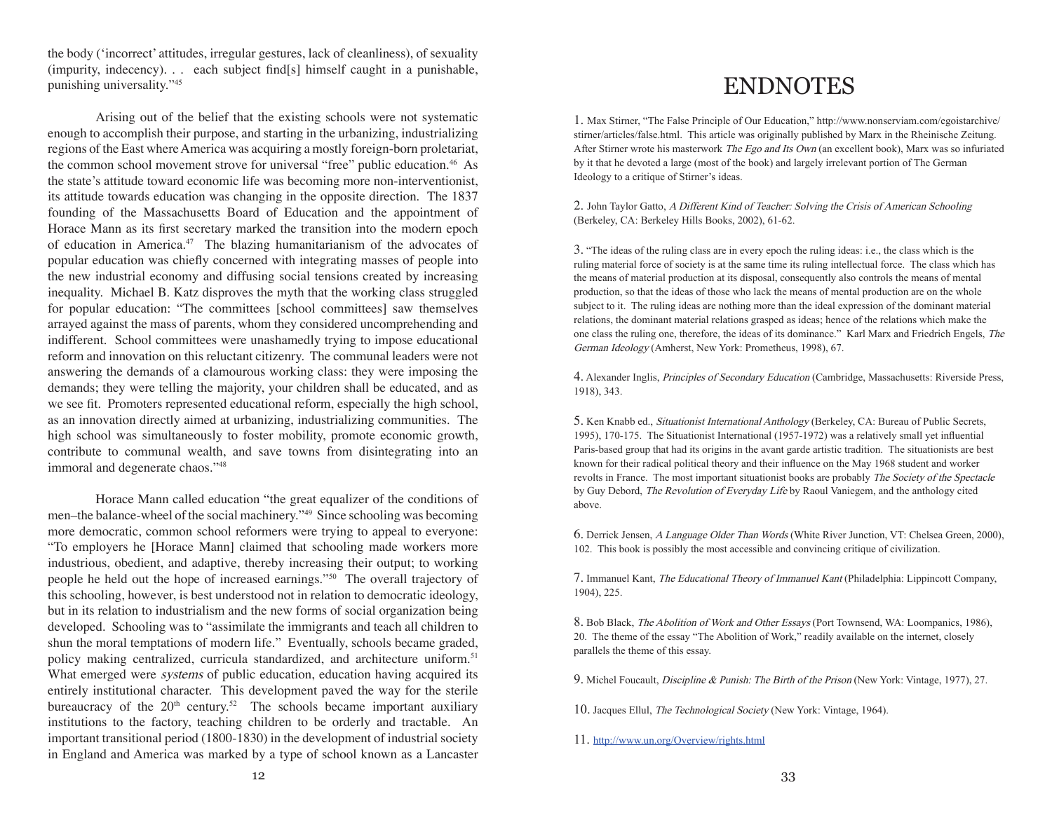the body ('incorrect' attitudes, irregular gestures, lack of cleanliness), of sexuality (impurity, indecency). . . each subject find[s] himself caught in a punishable, punishing universality."[45]

Arising out of the belief that the existing schools were not systematic enough to accomplish their purpose, and starting in the urbanizing, industrializing regions of the East where America was acquiring a mostly foreign-born proletariat, the common school movement strove for universal "free" public education.[46] As the state's attitude toward economic life was becoming more non-interventionist, its attitude towards education was changing in the opposite direction. The 1837 founding of the Massachusetts Board of Education and the appointment of Horace Mann as its first secretary marked the transition into the modern epoch of education in America.[47] The blazing humanitarianism of the advocates of popular education was chiefly concerned with integrating masses of people into the new industrial economy and diffusing social tensions created by increasing inequality. Michael B. Katz disproves the myth that the working class struggled for popular education: "The committees [school committees] saw themselves arrayed against the mass of parents, whom they considered uncomprehending and indifferent. School committees were unashamedly trying to impose educational reform and innovation on this reluctant citizenry. The communal leaders were not answering the demands of a clamourous working class: they were imposing the demands; they were telling the majority, your children shall be educated, and as we see fit. Promoters represented educational reform, especially the high school, as an innovation directly aimed at urbanizing, industrializing communities. The high school was simultaneously to foster mobility, promote economic growth, contribute to communal wealth, and save towns from disintegrating into an immoral and degenerate chaos."[48]

Horace Mann called education "the great equalizer of the conditions of men–the balance-wheel of the social machinery."[49] Since schooling was becoming more democratic, common school reformers were trying to appeal to everyone: "To employers he [Horace Mann] claimed that schooling made workers more industrious, obedient, and adaptive, thereby increasing their output; to working people he held out the hope of increased earnings."[50] The overall trajectory of this schooling, however, is best understood not in relation to democratic ideology, but in its relation to industrialism and the new forms of social organization being developed. Schooling was to "assimilate the immigrants and teach all children to shun the moral temptations of modern life." Eventually, schools became graded, policy making centralized, curricula standardized, and architecture uniform.[51] What emerged were *systems* of public education, education having acquired its entirely institutional character. This development paved the way for the sterile bureaucracy of the 20th century.[52] The schools became important auxiliary institutions to the factory, teaching children to be orderly and tractable. An important transitional period (1800-1830) in the development of industrial society in England and America was marked by a type of school known as a Lancaster

# ENDNOTES

1. Max Stirner, "The False Principle of Our Education," http://www.nonserviam.com/egoistarchive/stirner/articles/false.html. This article was originally published by Marx in the Rheinische Zeitung. After Stirner wrote his masterwork *The Ego and Its Own* (an excellent book), Marx was so infuriated by it that he devoted a large (most of the book) and largely irrelevant portion of The German Ideology to a critique of Stirner's ideas.

2. John Taylor Gatto, *A Different Kind of Teacher: Solving the Crisis of American Schooling* (Berkeley, CA: Berkeley Hills Books, 2002), 61-62.

3. "The ideas of the ruling class are in every epoch the ruling ideas: i.e., the class which is the ruling material force of society is at the same time its ruling intellectual force. The class which has the means of material production at its disposal, consequently also controls the means of mental production, so that the ideas of those who lack the means of mental production are on the whole subject to it. The ruling ideas are nothing more than the ideal expression of the dominant material relations, the dominant material relations grasped as ideas; hence of the relations which make the one class the ruling one, therefore, the ideas of its dominance." Karl Marx and Friedrich Engels, *The German Ideology* (Amherst, New York: Prometheus, 1998), 67.

4. Alexander Inglis, *Principles of Secondary Education* (Cambridge, Massachusetts: Riverside Press, 1918), 343.

5. Ken Knabb ed., *Situationist International Anthology* (Berkeley, CA: Bureau of Public Secrets, 1995), 170-175. The Situationist International (1957-1972) was a relatively small yet influential Paris-based group that had its origins in the avant garde artistic tradition. The situationists are best known for their radical political theory and their influence on the May 1968 student and worker revolts in France. The most important situationist books are probably *The Society of the Spectacle* by Guy Debord, *The Revolution of Everyday Life* by Raoul Vaniegem, and the anthology cited above.

6. Derrick Jensen, *A Language Older Than Words* (White River Junction, VT: Chelsea Green, 2000), 102. This book is possibly the most accessible and convincing critique of civilization.

7. Immanuel Kant, *The Educational Theory of Immanuel Kant* (Philadelphia: Lippincott Company, 1904), 225.

8. Bob Black, *The Abolition of Work and Other Essays* (Port Townsend, WA: Loompanics, 1986), 20. The theme of the essay "The Abolition of Work," readily available on the internet, closely parallels the theme of this essay.

9. Michel Foucault, *Discipline & Punish: The Birth of the Prison* (New York: Vintage, 1977), 27.

10. Jacques Ellul, *The Technological Society* (New York: Vintage, 1964).

11. http://www.un.org/Overview/rights.html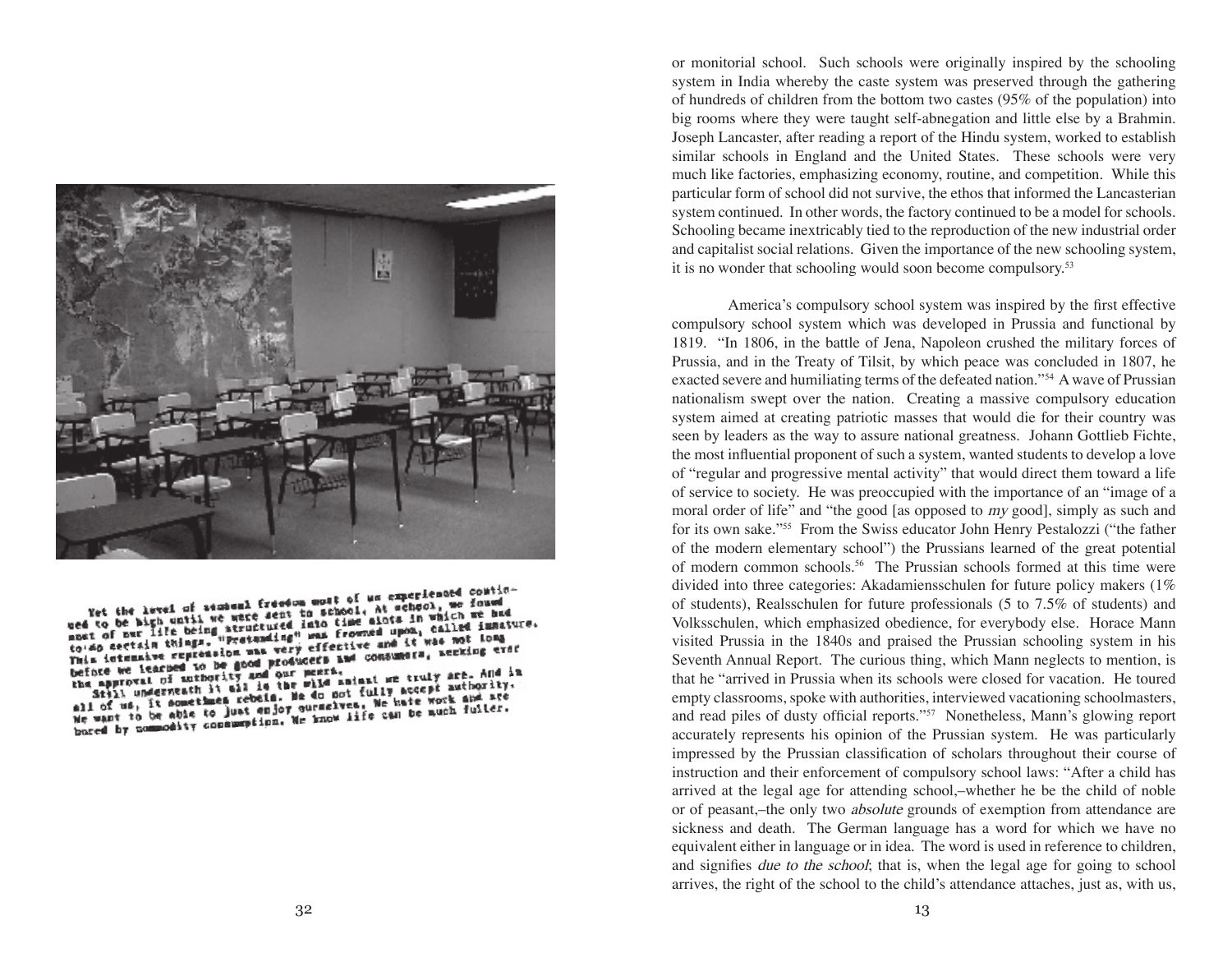Yet the level of student freedom most of us experienced continued to be high until we were sent to school. At school, we found most of our life being structured into time slots in which we had to do certain things. "Pretending" was frowned upon, called immature. This intensive repression was very effective and it was not long before we learned to be good producers and consumers, seeking ever the approval of authority and our peers.

Still underneath it all is the wild animal we truly are. And in all of us, it sometimes rebels. We do not fully accept authority. We want to be able to just enjoy ourselves. We hate work and are bored by commodity consumption. We know life can be much fuller.

or monitorial school. Such schools were originally inspired by the schooling system in India whereby the caste system was preserved through the gathering of hundreds of children from the bottom two castes (95% of the population) into big rooms where they were taught self-abnegation and little else by a Brahmin. Joseph Lancaster, after reading a report of the Hindu system, worked to establish similar schools in England and the United States. These schools were very much like factories, emphasizing economy, routine, and competition. While this particular form of school did not survive, the ethos that informed the Lancasterian system continued. In other words, the factory continued to be a model for schools. Schooling became inextricably tied to the reproduction of the new industrial order and capitalist social relations. Given the importance of the new schooling system, it is no wonder that schooling would soon become compulsory.[53]

America's compulsory school system was inspired by the first effective compulsory school system which was developed in Prussia and functional by 1819. "In 1806, in the battle of Jena, Napoleon crushed the military forces of Prussia, and in the Treaty of Tilsit, by which peace was concluded in 1807, he exacted severe and humiliating terms of the defeated nation."[54] A wave of Prussian nationalism swept over the nation. Creating a massive compulsory education system aimed at creating patriotic masses that would die for their country was seen by leaders as the way to assure national greatness. Johann Gottlieb Fichte, the most influential proponent of such a system, wanted students to develop a love of "regular and progressive mental activity" that would direct them toward a life of service to society. He was preoccupied with the importance of an "image of a moral order of life" and "the good [as opposed to *my* good], simply as such and for its own sake."[55] From the Swiss educator John Henry Pestalozzi ("the father of the modern elementary school") the Prussians learned of the great potential of modern common schools.[56] The Prussian schools formed at this time were divided into three categories: Akadamiensschulen for future policy makers (1% of students), Realsschulen for future professionals (5 to 7.5% of students) and Volksschulen, which emphasized obedience, for everybody else. Horace Mann visited Prussia in the 1840s and praised the Prussian schooling system in his Seventh Annual Report. The curious thing, which Mann neglects to mention, is that he "arrived in Prussia when its schools were closed for vacation. He toured empty classrooms, spoke with authorities, interviewed vacationing schoolmasters, and read piles of dusty official reports."[57] Nonetheless, Mann's glowing report accurately represents his opinion of the Prussian system. He was particularly impressed by the Prussian classification of scholars throughout their course of instruction and their enforcement of compulsory school laws: "After a child has arrived at the legal age for attending school,–whether he be the child of noble or of peasant,–the only two *absolute* grounds of exemption from attendance are sickness and death. The German language has a word for which we have no equivalent either in language or in idea. The word is used in reference to children, and signifies *due to the school*; that is, when the legal age for going to school arrives, the right of the school to the child's attendance attaches, just as, with us,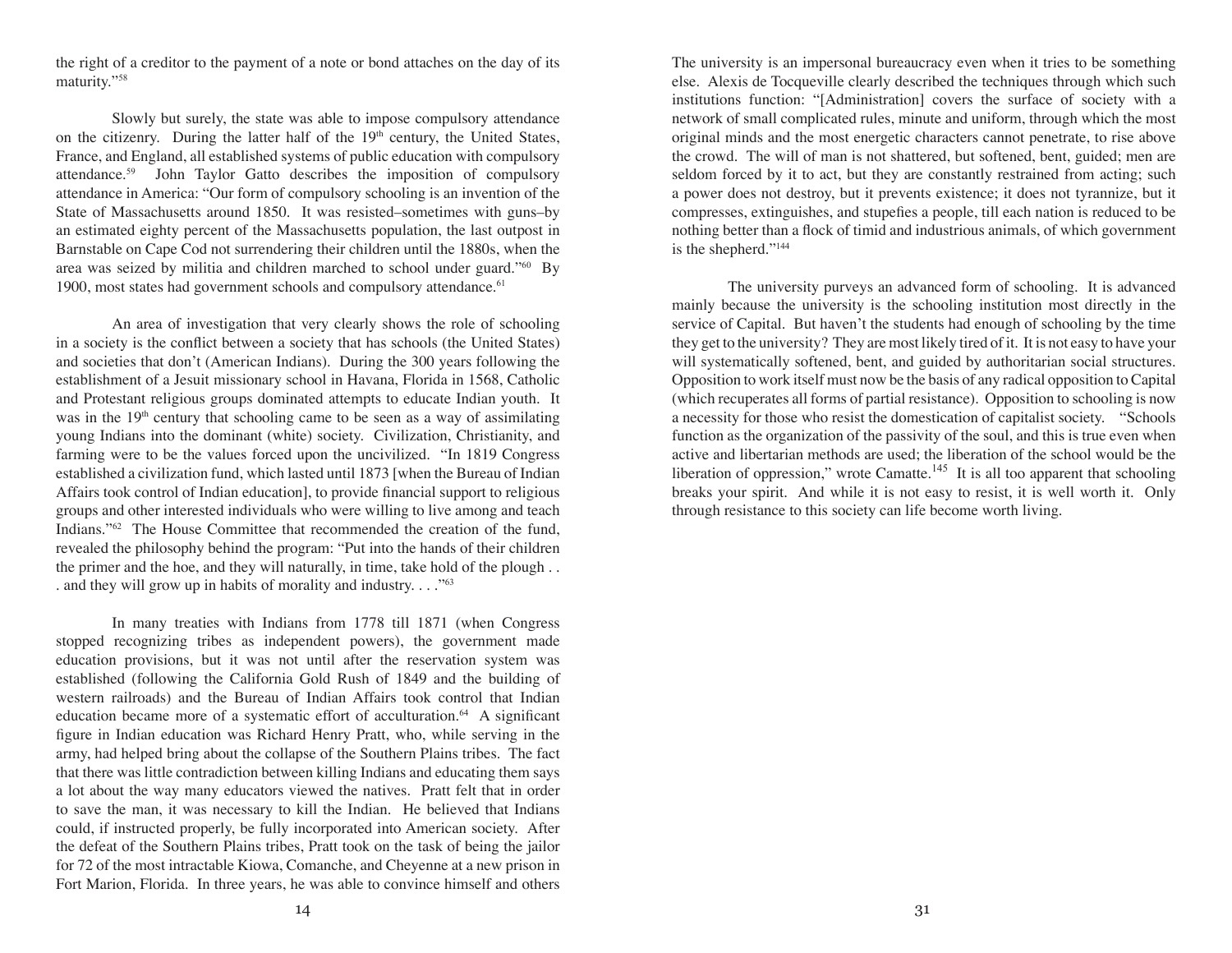the right of a creditor to the payment of a note or bond attaches on the day of its maturity."[58]

Slowly but surely, the state was able to impose compulsory attendance on the citizenry. During the latter half of the 19th century, the United States, France, and England, all established systems of public education with compulsory attendance.[59] John Taylor Gatto describes the imposition of compulsory attendance in America: "Our form of compulsory schooling is an invention of the State of Massachusetts around 1850. It was resisted–sometimes with guns–by an estimated eighty percent of the Massachusetts population, the last outpost in Barnstable on Cape Cod not surrendering their children until the 1880s, when the area was seized by militia and children marched to school under guard."[60] By 1900, most states had government schools and compulsory attendance.[61]

An area of investigation that very clearly shows the role of schooling in a society is the conflict between a society that has schools (the United States) and societies that don't (American Indians). During the 300 years following the establishment of a Jesuit missionary school in Havana, Florida in 1568, Catholic and Protestant religious groups dominated attempts to educate Indian youth. It was in the 19th century that schooling came to be seen as a way of assimilating young Indians into the dominant (white) society. Civilization, Christianity, and farming were to be the values forced upon the uncivilized. "In 1819 Congress established a civilization fund, which lasted until 1873 [when the Bureau of Indian Affairs took control of Indian education], to provide financial support to religious groups and other interested individuals who were willing to live among and teach Indians."[62] The House Committee that recommended the creation of the fund, revealed the philosophy behind the program: "Put into the hands of their children the primer and the hoe, and they will naturally, in time, take hold of the plough . . . and they will grow up in habits of morality and industry. . . ."[63]

In many treaties with Indians from 1778 till 1871 (when Congress stopped recognizing tribes as independent powers), the government made education provisions, but it was not until after the reservation system was established (following the California Gold Rush of 1849 and the building of western railroads) and the Bureau of Indian Affairs took control that Indian education became more of a systematic effort of acculturation.[64] A significant figure in Indian education was Richard Henry Pratt, who, while serving in the army, had helped bring about the collapse of the Southern Plains tribes. The fact that there was little contradiction between killing Indians and educating them says a lot about the way many educators viewed the natives. Pratt felt that in order to save the man, it was necessary to kill the Indian. He believed that Indians could, if instructed properly, be fully incorporated into American society. After the defeat of the Southern Plains tribes, Pratt took on the task of being the jailor for 72 of the most intractable Kiowa, Comanche, and Cheyenne at a new prison in Fort Marion, Florida. In three years, he was able to convince himself and others

The university is an impersonal bureaucracy even when it tries to be something else. Alexis de Tocqueville clearly described the techniques through which such institutions function: "[Administration] covers the surface of society with a network of small complicated rules, minute and uniform, through which the most original minds and the most energetic characters cannot penetrate, to rise above the crowd. The will of man is not shattered, but softened, bent, guided; men are seldom forced by it to act, but they are constantly restrained from acting; such a power does not destroy, but it prevents existence; it does not tyrannize, but it compresses, extinguishes, and stupefies a people, till each nation is reduced to be nothing better than a flock of timid and industrious animals, of which government is the shepherd."[144]

The university purveys an advanced form of schooling. It is advanced mainly because the university is the schooling institution most directly in the service of Capital. But haven't the students had enough of schooling by the time they get to the university? They are most likely tired of it. It is not easy to have your will systematically softened, bent, and guided by authoritarian social structures. Opposition to work itself must now be the basis of any radical opposition to Capital (which recuperates all forms of partial resistance). Opposition to schooling is now a necessity for those who resist the domestication of capitalist society. "Schools function as the organization of the passivity of the soul, and this is true even when active and libertarian methods are used; the liberation of the school would be the liberation of oppression," wrote Camatte.[145] It is all too apparent that schooling breaks your spirit. And while it is not easy to resist, it is well worth it. Only through resistance to this society can life become worth living.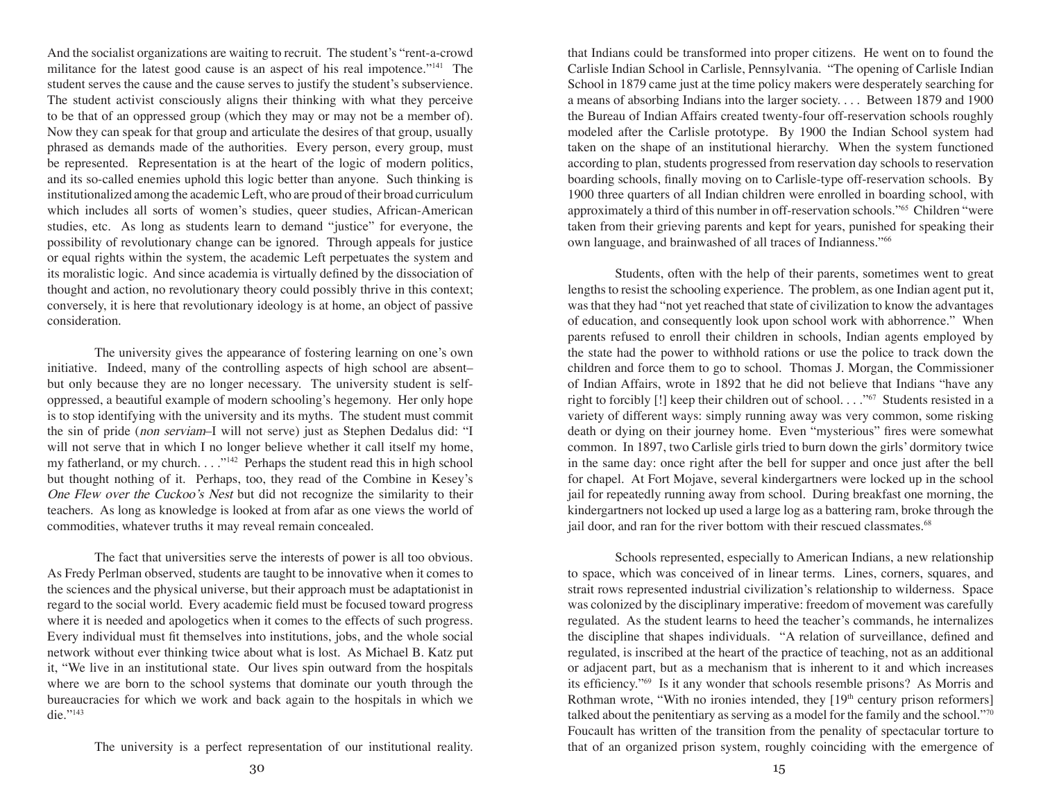And the socialist organizations are waiting to recruit. The student's "rent-a-crowd militance for the latest good cause is an aspect of his real impotence."[141] The student serves the cause and the cause serves to justify the student's subservience. The student activist consciously aligns their thinking with what they perceive to be that of an oppressed group (which they may or may not be a member of). Now they can speak for that group and articulate the desires of that group, usually phrased as demands made of the authorities. Every person, every group, must be represented. Representation is at the heart of the logic of modern politics, and its so-called enemies uphold this logic better than anyone. Such thinking is institutionalized among the academic Left, who are proud of their broad curriculum which includes all sorts of women's studies, queer studies, African-American studies, etc. As long as students learn to demand "justice" for everyone, the possibility of revolutionary change can be ignored. Through appeals for justice or equal rights within the system, the academic Left perpetuates the system and its moralistic logic. And since academia is virtually defined by the dissociation of thought and action, no revolutionary theory could possibly thrive in this context; conversely, it is here that revolutionary ideology is at home, an object of passive consideration.

The university gives the appearance of fostering learning on one's own initiative. Indeed, many of the controlling aspects of high school are absent–but only because they are no longer necessary. The university student is self-oppressed, a beautiful example of modern schooling's hegemony. Her only hope is to stop identifying with the university and its myths. The student must commit the sin of pride (*non serviam*–I will not serve) just as Stephen Dedalus did: "I will not serve that in which I no longer believe whether it call itself my home, my fatherland, or my church. . . ."[142] Perhaps the student read this in high school but thought nothing of it. Perhaps, too, they read of the Combine in Kesey's *One Flew over the Cuckoo's Nest* but did not recognize the similarity to their teachers. As long as knowledge is looked at from afar as one views the world of commodities, whatever truths it may reveal remain concealed.

The fact that universities serve the interests of power is all too obvious. As Fredy Perlman observed, students are taught to be innovative when it comes to the sciences and the physical universe, but their approach must be adaptationist in regard to the social world. Every academic field must be focused toward progress where it is needed and apologetics when it comes to the effects of such progress. Every individual must fit themselves into institutions, jobs, and the whole social network without ever thinking twice about what is lost. As Michael B. Katz put it, "We live in an institutional state. Our lives spin outward from the hospitals where we are born to the school systems that dominate our youth through the bureaucracies for which we work and back again to the hospitals in which we die."[143]

The university is a perfect representation of our institutional reality.

that Indians could be transformed into proper citizens. He went on to found the Carlisle Indian School in Carlisle, Pennsylvania. "The opening of Carlisle Indian School in 1879 came just at the time policy makers were desperately searching for a means of absorbing Indians into the larger society. . . . Between 1879 and 1900 the Bureau of Indian Affairs created twenty-four off-reservation schools roughly modeled after the Carlisle prototype. By 1900 the Indian School system had taken on the shape of an institutional hierarchy. When the system functioned according to plan, students progressed from reservation day schools to reservation boarding schools, finally moving on to Carlisle-type off-reservation schools. By 1900 three quarters of all Indian children were enrolled in boarding school, with approximately a third of this number in off-reservation schools."[65] Children "were taken from their grieving parents and kept for years, punished for speaking their own language, and brainwashed of all traces of Indianness."[66]

Students, often with the help of their parents, sometimes went to great lengths to resist the schooling experience. The problem, as one Indian agent put it, was that they had "not yet reached that state of civilization to know the advantages of education, and consequently look upon school work with abhorrence." When parents refused to enroll their children in schools, Indian agents employed by the state had the power to withhold rations or use the police to track down the children and force them to go to school. Thomas J. Morgan, the Commissioner of Indian Affairs, wrote in 1892 that he did not believe that Indians "have any right to forcibly [!] keep their children out of school. . . ."[67] Students resisted in a variety of different ways: simply running away was very common, some risking death or dying on their journey home. Even "mysterious" fires were somewhat common. In 1897, two Carlisle girls tried to burn down the girls' dormitory twice in the same day: once right after the bell for supper and once just after the bell for chapel. At Fort Mojave, several kindergartners were locked up in the school jail for repeatedly running away from school. During breakfast one morning, the kindergartners not locked up used a large log as a battering ram, broke through the jail door, and ran for the river bottom with their rescued classmates.[68]

Schools represented, especially to American Indians, a new relationship to space, which was conceived of in linear terms. Lines, corners, squares, and strait rows represented industrial civilization's relationship to wilderness. Space was colonized by the disciplinary imperative: freedom of movement was carefully regulated. As the student learns to heed the teacher's commands, he internalizes the discipline that shapes individuals. "A relation of surveillance, defined and regulated, is inscribed at the heart of the practice of teaching, not as an additional or adjacent part, but as a mechanism that is inherent to it and which increases its efficiency."[69] Is it any wonder that schools resemble prisons? As Morris and Rothman wrote, "With no ironies intended, they [19th century prison reformers] talked about the penitentiary as serving as a model for the family and the school."[70] Foucault has written of the transition from the penality of spectacular torture to that of an organized prison system, roughly coinciding with the emergence of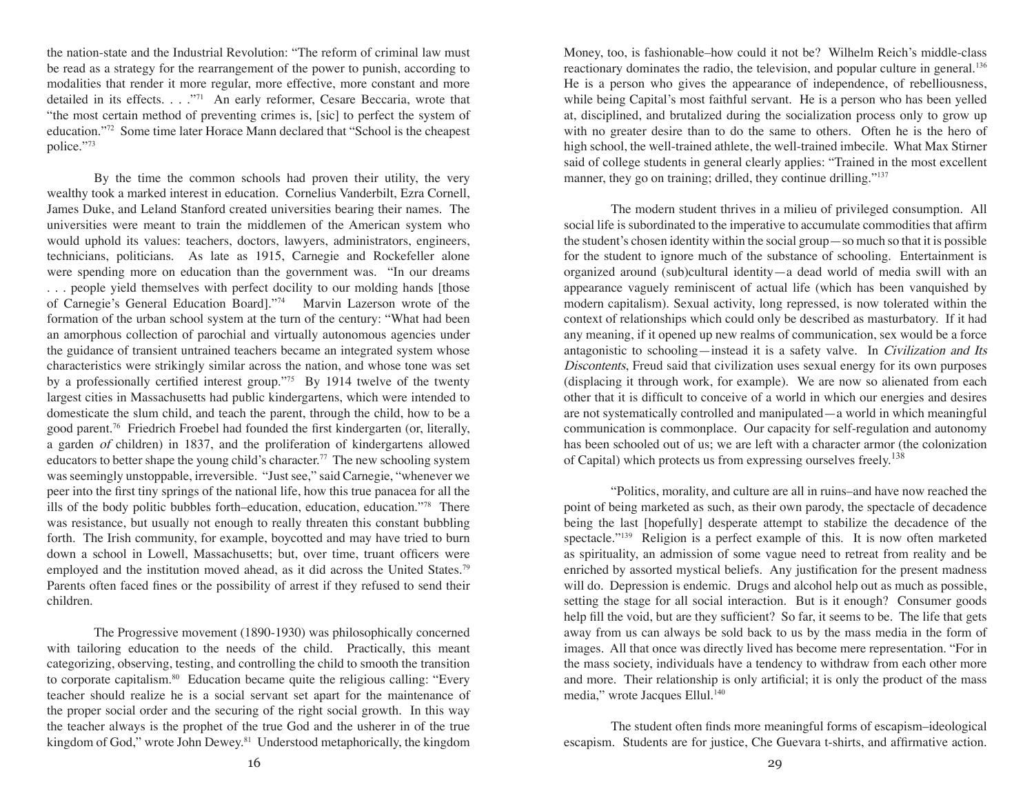the nation-state and the Industrial Revolution: "The reform of criminal law must be read as a strategy for the rearrangement of the power to punish, according to modalities that render it more regular, more effective, more constant and more detailed in its effects. . . ."[71] An early reformer, Cesare Beccaria, wrote that "the most certain method of preventing crimes is, [sic] to perfect the system of education."[72] Some time later Horace Mann declared that "School is the cheapest police."[73]

By the time the common schools had proven their utility, the very wealthy took a marked interest in education. Cornelius Vanderbilt, Ezra Cornell, James Duke, and Leland Stanford created universities bearing their names. The universities were meant to train the middlemen of the American system who would uphold its values: teachers, doctors, lawyers, administrators, engineers, technicians, politicians. As late as 1915, Carnegie and Rockefeller alone were spending more on education than the government was. "In our dreams . . . people yield themselves with perfect docility to our molding hands [those of Carnegie's General Education Board]."[74] Marvin Lazerson wrote of the formation of the urban school system at the turn of the century: "What had been an amorphous collection of parochial and virtually autonomous agencies under the guidance of transient untrained teachers became an integrated system whose characteristics were strikingly similar across the nation, and whose tone was set by a professionally certified interest group."[75] By 1914 twelve of the twenty largest cities in Massachusetts had public kindergartens, which were intended to domesticate the slum child, and teach the parent, through the child, how to be a good parent.[76] Friedrich Froebel had founded the first kindergarten (or, literally, a garden *of* children) in 1837, and the proliferation of kindergartens allowed educators to better shape the young child's character.[77] The new schooling system was seemingly unstoppable, irreversible. "Just see," said Carnegie, "whenever we peer into the first tiny springs of the national life, how this true panacea for all the ills of the body politic bubbles forth–education, education, education."[78] There was resistance, but usually not enough to really threaten this constant bubbling forth. The Irish community, for example, boycotted and may have tried to burn down a school in Lowell, Massachusetts; but, over time, truant officers were employed and the institution moved ahead, as it did across the United States.[79] Parents often faced fines or the possibility of arrest if they refused to send their children.

The Progressive movement (1890-1930) was philosophically concerned with tailoring education to the needs of the child. Practically, this meant categorizing, observing, testing, and controlling the child to smooth the transition to corporate capitalism.[80] Education became quite the religious calling: "Every teacher should realize he is a social servant set apart for the maintenance of the proper social order and the securing of the right social growth. In this way the teacher always is the prophet of the true God and the usherer in of the true kingdom of God," wrote John Dewey.[81] Understood metaphorically, the kingdom

Money, too, is fashionable–how could it not be? Wilhelm Reich's middle-class reactionary dominates the radio, the television, and popular culture in general.[136] He is a person who gives the appearance of independence, of rebelliousness, while being Capital's most faithful servant. He is a person who has been yelled at, disciplined, and brutalized during the socialization process only to grow up with no greater desire than to do the same to others. Often he is the hero of high school, the well-trained athlete, the well-trained imbecile. What Max Stirner said of college students in general clearly applies: "Trained in the most excellent manner, they go on training; drilled, they continue drilling."[137]

The modern student thrives in a milieu of privileged consumption. All social life is subordinated to the imperative to accumulate commodities that affirm the student's chosen identity within the social group—so much so that it is possible for the student to ignore much of the substance of schooling. Entertainment is organized around (sub)cultural identity—a dead world of media swill with an appearance vaguely reminiscent of actual life (which has been vanquished by modern capitalism). Sexual activity, long repressed, is now tolerated within the context of relationships which could only be described as masturbatory. If it had any meaning, if it opened up new realms of communication, sex would be a force antagonistic to schooling—instead it is a safety valve. In *Civilization and Its Discontents*, Freud said that civilization uses sexual energy for its own purposes (displacing it through work, for example). We are now so alienated from each other that it is difficult to conceive of a world in which our energies and desires are not systematically controlled and manipulated—a world in which meaningful communication is commonplace. Our capacity for self-regulation and autonomy has been schooled out of us; we are left with a character armor (the colonization of Capital) which protects us from expressing ourselves freely.[138]

"Politics, morality, and culture are all in ruins–and have now reached the point of being marketed as such, as their own parody, the spectacle of decadence being the last [hopefully] desperate attempt to stabilize the decadence of the spectacle."[139] Religion is a perfect example of this. It is now often marketed as spirituality, an admission of some vague need to retreat from reality and be enriched by assorted mystical beliefs. Any justification for the present madness will do. Depression is endemic. Drugs and alcohol help out as much as possible, setting the stage for all social interaction. But is it enough? Consumer goods help fill the void, but are they sufficient? So far, it seems to be. The life that gets away from us can always be sold back to us by the mass media in the form of images. All that once was directly lived has become mere representation. "For in the mass society, individuals have a tendency to withdraw from each other more and more. Their relationship is only artificial; it is only the product of the mass media," wrote Jacques Ellul.[140]

The student often finds more meaningful forms of escapism–ideological escapism. Students are for justice, Che Guevara t-shirts, and affirmative action.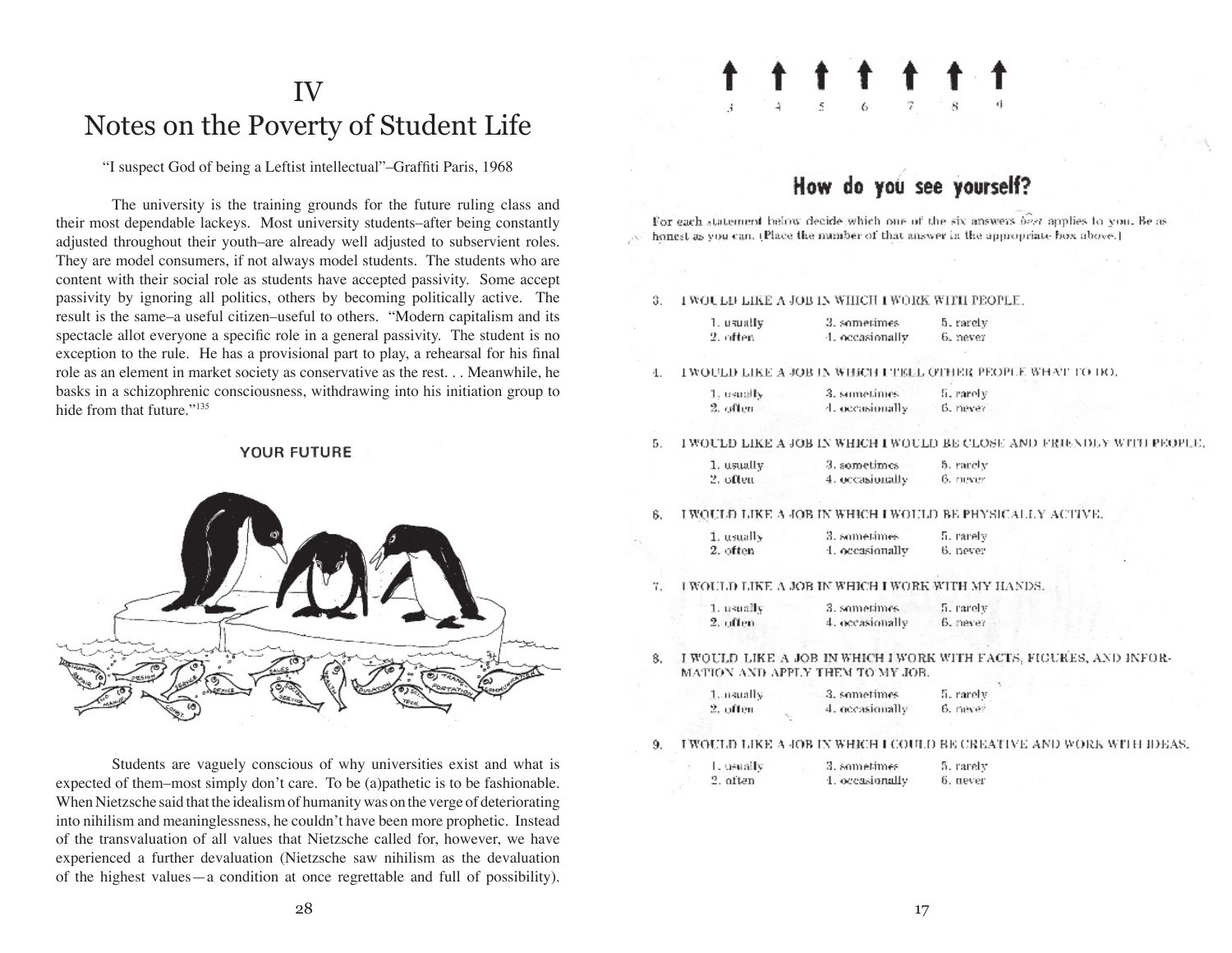# IV
# Notes on the Poverty of Student Life

"I suspect God of being a Leftist intellectual"–Graffiti Paris, 1968

The university is the training grounds for the future ruling class and their most dependable lackeys. Most university students–after being constantly adjusted throughout their youth–are already well adjusted to subservient roles. They are model consumers, if not always model students. The students who are content with their social role as students have accepted passivity. Some accept passivity by ignoring all politics, others by becoming politically active. The result is the same–a useful citizen–useful to others. "Modern capitalism and its spectacle allot everyone a specific role in a general passivity. The student is no exception to the rule. He has a provisional part to play, a rehearsal for his final role as an element in market society as conservative as the rest. . . Meanwhile, he basks in a schizophrenic consciousness, withdrawing into his initiation group to hide from that future."[135]

YOUR FUTURE

Students are vaguely conscious of why universities exist and what is expected of them–most simply don't care. To be (a)pathetic is to be fashionable. When Nietzsche said that the idealism of humanity was on the verge of deteriorating into nihilism and meaninglessness, he couldn't have been more prophetic. Instead of the transvaluation of all values that Nietzsche called for, however, we have experienced a further devaluation (Nietzsche saw nihilism as the devaluation of the highest values—a condition at once regrettable and full of possibility).

3 4 5 6 7 8 9

## How do you see yourself?

For each statement below decide which one of the six answers best applies to you. Be as honest as you can. (Place the number of that answer in the appropriate box above.)

3. I WOULD LIKE A JOB IN WHICH I WORK WITH PEOPLE.
   1. usually 3. sometimes 5. rarely
   2. often 4. occasionally 6. never

4. I WOULD LIKE A JOB IN WHICH I TELL OTHER PEOPLE WHAT TO DO.
   1. usually 3. sometimes 5. rarely
   2. often 4. occasionally 6. never

5. I WOULD LIKE A JOB IN WHICH I WOULD BE CLOSE AND FRIENDLY WITH PEOPLE.
   1. usually 3. sometimes 5. rarely
   2. often 4. occasionally 6. never

6. I WOULD LIKE A JOB IN WHICH I WOULD BE PHYSICALLY ACTIVE.
   1. usually 3. sometimes 5. rarely
   2. often 4. occasionally 6. never

7. I WOULD LIKE A JOB IN WHICH I WORK WITH MY HANDS.
   1. usually 3. sometimes 5. rarely
   2. often 4. occasionally 6. never

8. I WOULD LIKE A JOB IN WHICH I WORK WITH FACTS, FIGURES, AND INFORMATION AND APPLY THEM TO MY JOB.
   1. usually 3. sometimes 5. rarely
   2. often 4. occasionally 6. never

9. I WOULD LIKE A JOB IN WHICH I COULD BE CREATIVE AND WORK WITH IDEAS.
   1. usually 3. sometimes 5. rarely
   2. often 4. occasionally 6. never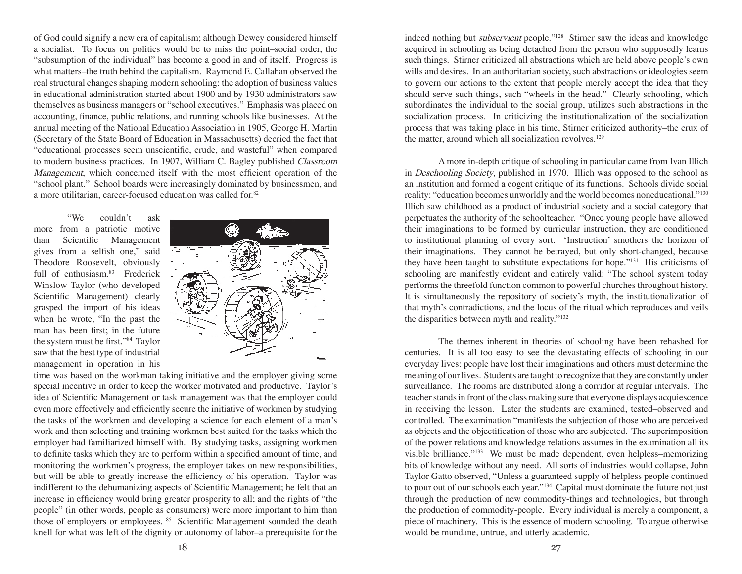of God could signify a new era of capitalism; although Dewey considered himself a socialist. To focus on politics would be to miss the point–social order, the "subsumption of the individual" has become a good in and of itself. Progress is what matters–the truth behind the capitalism. Raymond E. Callahan observed the real structural changes shaping modern schooling: the adoption of business values in educational administration started about 1900 and by 1930 administrators saw themselves as business managers or "school executives." Emphasis was placed on accounting, finance, public relations, and running schools like businesses. At the annual meeting of the National Education Association in 1905, George H. Martin (Secretary of the State Board of Education in Massachusetts) decried the fact that "educational processes seem unscientific, crude, and wasteful" when compared to modern business practices. In 1907, William C. Bagley published *Classroom Management*, which concerned itself with the most efficient operation of the "school plant." School boards were increasingly dominated by businessmen, and a more utilitarian, career-focused education was called for.[82]

"We couldn't ask more from a patriotic motive than Scientific Management gives from a selfish one," said Theodore Roosevelt, obviously full of enthusiasm.[83] Frederick Winslow Taylor (who developed Scientific Management) clearly grasped the import of his ideas when he wrote, "In the past the man has been first; in the future the system must be first."[84] Taylor saw that the best type of industrial management in operation in his time was based on the workman taking initiative and the employer giving some special incentive in order to keep the worker motivated and productive. Taylor's idea of Scientific Management or task management was that the employer could even more effectively and efficiently secure the initiative of workmen by studying the tasks of the workmen and developing a science for each element of a man's work and then selecting and training workmen best suited for the tasks which the employer had familiarized himself with. By studying tasks, assigning workmen to definite tasks which they are to perform within a specified amount of time, and monitoring the workmen's progress, the employer takes on new responsibilities, but will be able to greatly increase the efficiency of his operation. Taylor was indifferent to the dehumanizing aspects of Scientific Management; he felt that an increase in efficiency would bring greater prosperity to all; and the rights of "the people" (in other words, people as consumers) were more important to him than those of employers or employees.[85] Scientific Management sounded the death knell for what was left of the dignity or autonomy of labor–a prerequisite for the

indeed nothing but *subservient* people."[128] Stirner saw the ideas and knowledge acquired in schooling as being detached from the person who supposedly learns such things. Stirner criticized all abstractions which are held above people's own wills and desires. In an authoritarian society, such abstractions or ideologies seem to govern our actions to the extent that people merely accept the idea that they should serve such things, such "wheels in the head." Clearly schooling, which subordinates the individual to the social group, utilizes such abstractions in the socialization process. In criticizing the institutionalization of the socialization process that was taking place in his time, Stirner criticized authority–the crux of the matter, around which all socialization revolves.[129]

A more in-depth critique of schooling in particular came from Ivan Illich in *Deschooling Society*, published in 1970. Illich was opposed to the school as an institution and formed a cogent critique of its functions. Schools divide social reality: "education becomes unworldly and the world becomes noneducational."[130] Illich saw childhood as a product of industrial society and a social category that perpetuates the authority of the schoolteacher. "Once young people have allowed their imaginations to be formed by curricular instruction, they are conditioned to institutional planning of every sort. 'Instruction' smothers the horizon of their imaginations. They cannot be betrayed, but only short-changed, because they have been taught to substitute expectations for hope."[131] His criticisms of schooling are manifestly evident and entirely valid: "The school system today performs the threefold function common to powerful churches throughout history. It is simultaneously the repository of society's myth, the institutionalization of that myth's contradictions, and the locus of the ritual which reproduces and veils the disparities between myth and reality."[132]

The themes inherent in theories of schooling have been rehashed for centuries. It is all too easy to see the devastating effects of schooling in our everyday lives: people have lost their imaginations and others must determine the meaning of our lives. Students are taught to recognize that they are constantly under surveillance. The rooms are distributed along a corridor at regular intervals. The teacher stands in front of the class making sure that everyone displays acquiescence in receiving the lesson. Later the students are examined, tested–observed and controlled. The examination "manifests the subjection of those who are perceived as objects and the objectification of those who are subjected. The superimposition of the power relations and knowledge relations assumes in the examination all its visible brilliance."[133] We must be made dependent, even helpless–memorizing bits of knowledge without any need. All sorts of industries would collapse, John Taylor Gatto observed, "Unless a guaranteed supply of helpless people continued to pour out of our schools each year."[134] Capital must dominate the future not just through the production of new commodity-things and technologies, but through the production of commodity-people. Every individual is merely a component, a piece of machinery. This is the essence of modern schooling. To argue otherwise would be mundane, untrue, and utterly academic.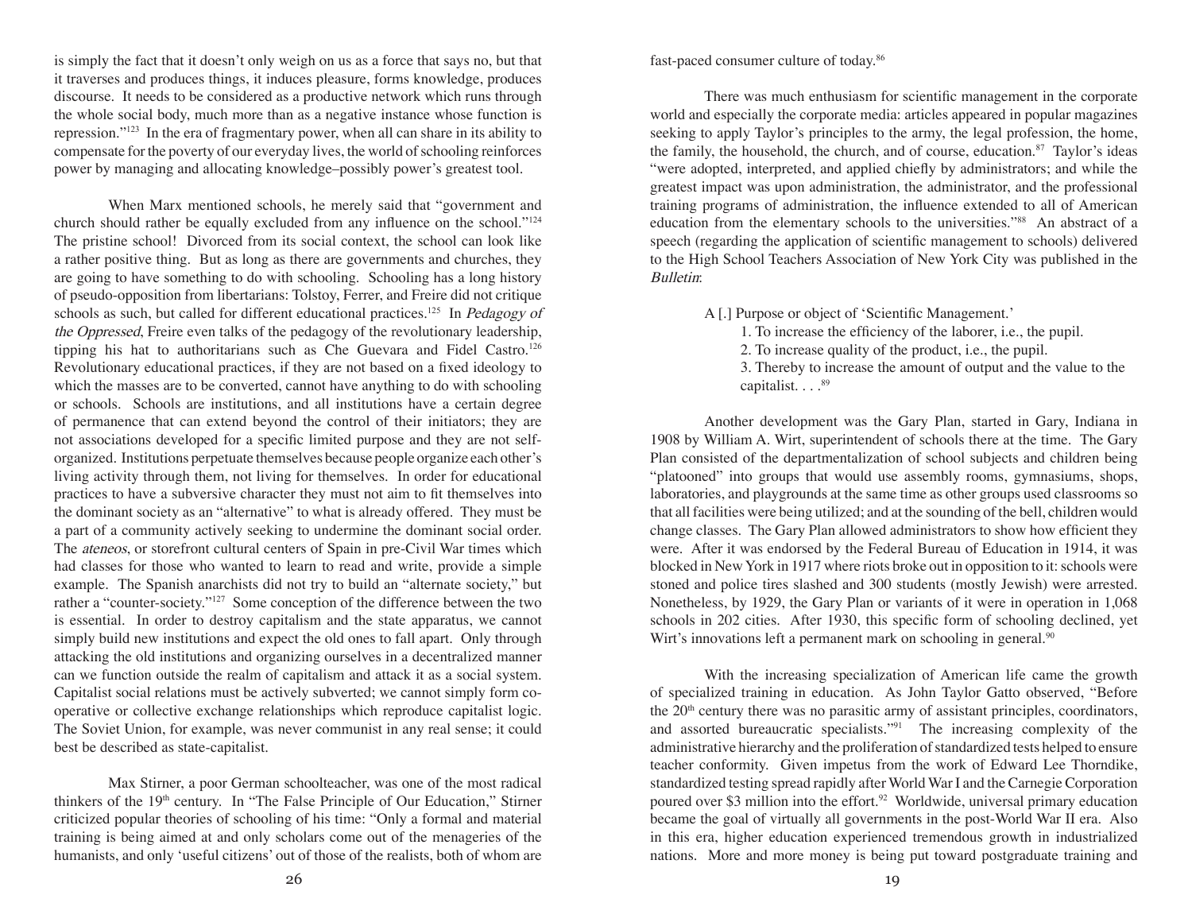is simply the fact that it doesn't only weigh on us as a force that says no, but that it traverses and produces things, it induces pleasure, forms knowledge, produces discourse. It needs to be considered as a productive network which runs through the whole social body, much more than as a negative instance whose function is repression."[123] In the era of fragmentary power, when all can share in its ability to compensate for the poverty of our everyday lives, the world of schooling reinforces power by managing and allocating knowledge–possibly power's greatest tool.

When Marx mentioned schools, he merely said that "government and church should rather be equally excluded from any influence on the school."[124] The pristine school! Divorced from its social context, the school can look like a rather positive thing. But as long as there are governments and churches, they are going to have something to do with schooling. Schooling has a long history of pseudo-opposition from libertarians: Tolstoy, Ferrer, and Freire did not critique schools as such, but called for different educational practices.[125] In *Pedagogy of the Oppressed*, Freire even talks of the pedagogy of the revolutionary leadership, tipping his hat to authoritarians such as Che Guevara and Fidel Castro.[126] Revolutionary educational practices, if they are not based on a fixed ideology to which the masses are to be converted, cannot have anything to do with schooling or schools. Schools are institutions, and all institutions have a certain degree of permanence that can extend beyond the control of their initiators; they are not associations developed for a specific limited purpose and they are not self-organized. Institutions perpetuate themselves because people organize each other's living activity through them, not living for themselves. In order for educational practices to have a subversive character they must not aim to fit themselves into the dominant society as an "alternative" to what is already offered. They must be a part of a community actively seeking to undermine the dominant social order. The *ateneos*, or storefront cultural centers of Spain in pre-Civil War times which had classes for those who wanted to learn to read and write, provide a simple example. The Spanish anarchists did not try to build an "alternate society," but rather a "counter-society."[127] Some conception of the difference between the two is essential. In order to destroy capitalism and the state apparatus, we cannot simply build new institutions and expect the old ones to fall apart. Only through attacking the old institutions and organizing ourselves in a decentralized manner can we function outside the realm of capitalism and attack it as a social system. Capitalist social relations must be actively subverted; we cannot simply form co-operative or collective exchange relationships which reproduce capitalist logic. The Soviet Union, for example, was never communist in any real sense; it could best be described as state-capitalist.

Max Stirner, a poor German schoolteacher, was one of the most radical thinkers of the 19th century. In "The False Principle of Our Education," Stirner criticized popular theories of schooling of his time: "Only a formal and material training is being aimed at and only scholars come out of the menageries of the humanists, and only 'useful citizens' out of those of the realists, both of whom are

fast-paced consumer culture of today.[86]

There was much enthusiasm for scientific management in the corporate world and especially the corporate media: articles appeared in popular magazines seeking to apply Taylor's principles to the army, the legal profession, the home, the family, the household, the church, and of course, education.[87] Taylor's ideas "were adopted, interpreted, and applied chiefly by administrators; and while the greatest impact was upon administration, the administrator, and the professional training programs of administration, the influence extended to all of American education from the elementary schools to the universities."[88] An abstract of a speech (regarding the application of scientific management to schools) delivered to the High School Teachers Association of New York City was published in the *Bulletin*:

> A [.] Purpose or object of 'Scientific Management.'
>
> 1. To increase the efficiency of the laborer, i.e., the pupil.
> 2. To increase quality of the product, i.e., the pupil.
> 3. Thereby to increase the amount of output and the value to the capitalist. . . .[89]

Another development was the Gary Plan, started in Gary, Indiana in 1908 by William A. Wirt, superintendent of schools there at the time. The Gary Plan consisted of the departmentalization of school subjects and children being "platooned" into groups that would use assembly rooms, gymnasiums, shops, laboratories, and playgrounds at the same time as other groups used classrooms so that all facilities were being utilized; and at the sounding of the bell, children would change classes. The Gary Plan allowed administrators to show how efficient they were. After it was endorsed by the Federal Bureau of Education in 1914, it was blocked in New York in 1917 where riots broke out in opposition to it: schools were stoned and police tires slashed and 300 students (mostly Jewish) were arrested. Nonetheless, by 1929, the Gary Plan or variants of it were in operation in 1,068 schools in 202 cities. After 1930, this specific form of schooling declined, yet Wirt's innovations left a permanent mark on schooling in general.[90]

With the increasing specialization of American life came the growth of specialized training in education. As John Taylor Gatto observed, "Before the 20th century there was no parasitic army of assistant principles, coordinators, and assorted bureaucratic specialists."[91] The increasing complexity of the administrative hierarchy and the proliferation of standardized tests helped to ensure teacher conformity. Given impetus from the work of Edward Lee Thorndike, standardized testing spread rapidly after World War I and the Carnegie Corporation poured over $3 million into the effort.[92] Worldwide, universal primary education became the goal of virtually all governments in the post-World War II era. Also in this era, higher education experienced tremendous growth in industrialized nations. More and more money is being put toward postgraduate training and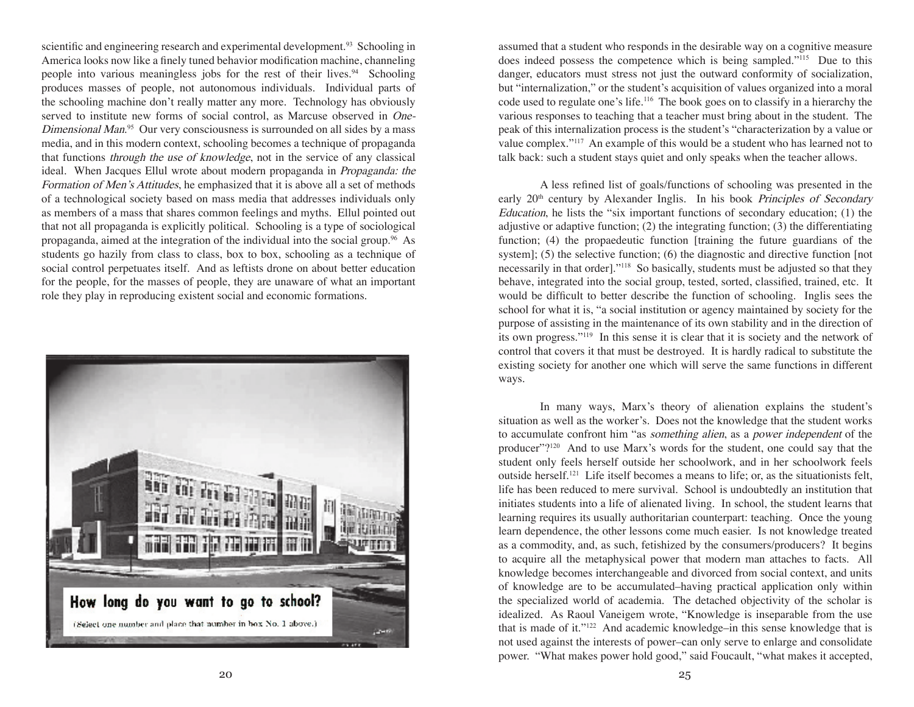scientific and engineering research and experimental development.[93] Schooling in America looks now like a finely tuned behavior modification machine, channeling people into various meaningless jobs for the rest of their lives.[94] Schooling produces masses of people, not autonomous individuals. Individual parts of the schooling machine don't really matter any more. Technology has obviously served to institute new forms of social control, as Marcuse observed in *One-Dimensional Man*.[95] Our very consciousness is surrounded on all sides by a mass media, and in this modern context, schooling becomes a technique of propaganda that functions *through the use of knowledge*, not in the service of any classical ideal. When Jacques Ellul wrote about modern propaganda in *Propaganda: the Formation of Men's Attitudes*, he emphasized that it is above all a set of methods of a technological society based on mass media that addresses individuals only as members of a mass that shares common feelings and myths. Ellul pointed out that not all propaganda is explicitly political. Schooling is a type of sociological propaganda, aimed at the integration of the individual into the social group.[96] As students go hazily from class to class, box to box, schooling as a technique of social control perpetuates itself. And as leftists drone on about better education for the people, for the masses of people, they are unaware of what an important role they play in reproducing existent social and economic formations.

How long do you want to go to school?

(Select one number and place that number in box No. 1 above.)

assumed that a student who responds in the desirable way on a cognitive measure does indeed possess the competence which is being sampled."[115] Due to this danger, educators must stress not just the outward conformity of socialization, but "internalization," or the student's acquisition of values organized into a moral code used to regulate one's life.[116] The book goes on to classify in a hierarchy the various responses to teaching that a teacher must bring about in the student. The peak of this internalization process is the student's "characterization by a value or value complex."[117] An example of this would be a student who has learned not to talk back: such a student stays quiet and only speaks when the teacher allows.

A less refined list of goals/functions of schooling was presented in the early 20th century by Alexander Inglis. In his book *Principles of Secondary Education*, he lists the "six important functions of secondary education; (1) the adjustive or adaptive function; (2) the integrating function; (3) the differentiating function; (4) the propaedeutic function [training the future guardians of the system]; (5) the selective function; (6) the diagnostic and directive function [not necessarily in that order]."[118] So basically, students must be adjusted so that they behave, integrated into the social group, tested, sorted, classified, trained, etc. It would be difficult to better describe the function of schooling. Inglis sees the school for what it is, "a social institution or agency maintained by society for the purpose of assisting in the maintenance of its own stability and in the direction of its own progress."[119] In this sense it is clear that it is society and the network of control that covers it that must be destroyed. It is hardly radical to substitute the existing society for another one which will serve the same functions in different ways.

In many ways, Marx's theory of alienation explains the student's situation as well as the worker's. Does not the knowledge that the student works to accumulate confront him "as *something alien*, as a *power independent* of the producer"?[120] And to use Marx's words for the student, one could say that the student only feels herself outside her schoolwork, and in her schoolwork feels outside herself.[121] Life itself becomes a means to life; or, as the situationists felt, life has been reduced to mere survival. School is undoubtedly an institution that initiates students into a life of alienated living. In school, the student learns that learning requires its usually authoritarian counterpart: teaching. Once the young learn dependence, the other lessons come much easier. Is not knowledge treated as a commodity, and, as such, fetishized by the consumers/producers? It begins to acquire all the metaphysical power that modern man attaches to facts. All knowledge becomes interchangeable and divorced from social context, and units of knowledge are to be accumulated–having practical application only within the specialized world of academia. The detached objectivity of the scholar is idealized. As Raoul Vaneigem wrote, "Knowledge is inseparable from the use that is made of it."[122] And academic knowledge–in this sense knowledge that is not used against the interests of power–can only serve to enlarge and consolidate power. "What makes power hold good," said Foucault, "what makes it accepted,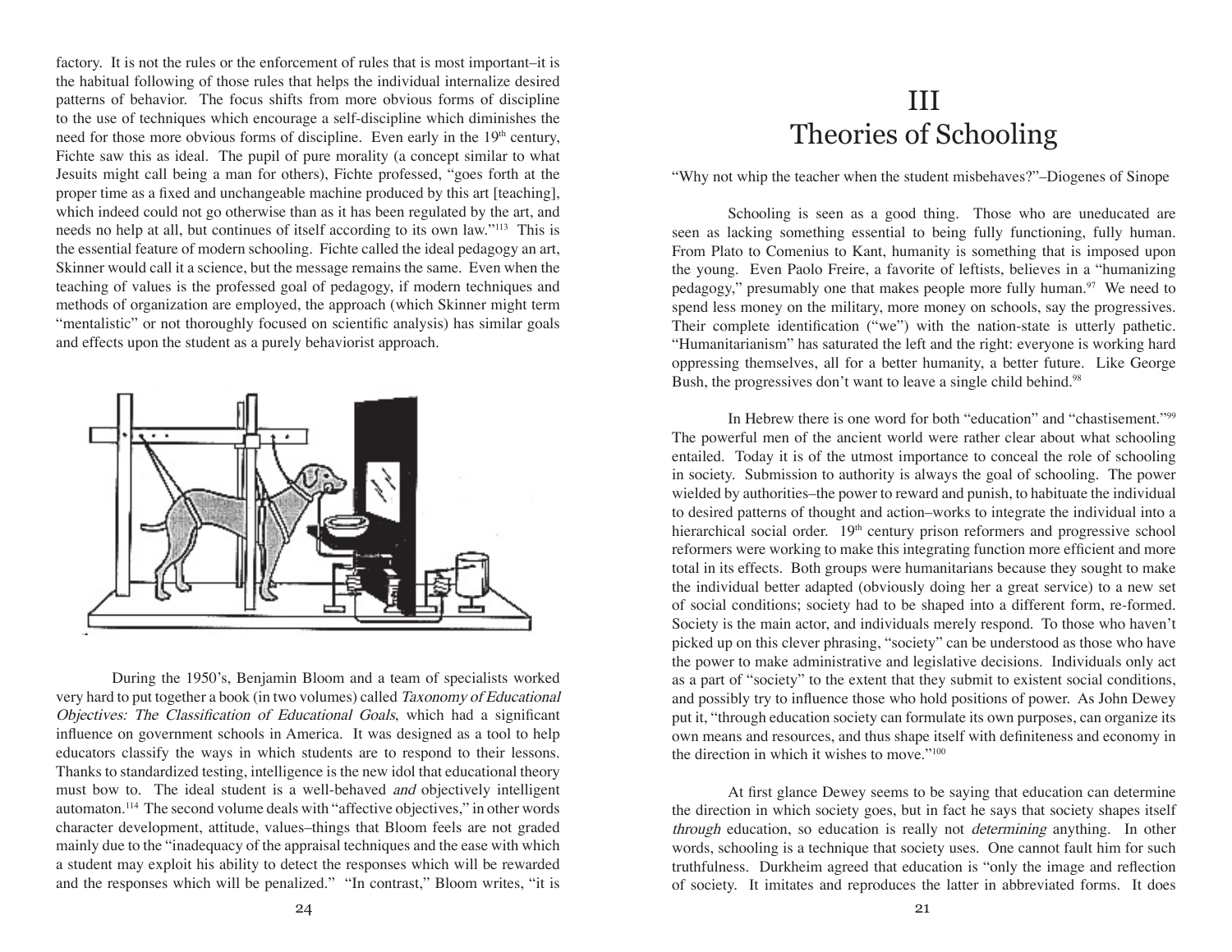factory. It is not the rules or the enforcement of rules that is most important–it is the habitual following of those rules that helps the individual internalize desired patterns of behavior. The focus shifts from more obvious forms of discipline to the use of techniques which encourage a self-discipline which diminishes the need for those more obvious forms of discipline. Even early in the 19th century, Fichte saw this as ideal. The pupil of pure morality (a concept similar to what Jesuits might call being a man for others), Fichte professed, "goes forth at the proper time as a fixed and unchangeable machine produced by this art [teaching], which indeed could not go otherwise than as it has been regulated by the art, and needs no help at all, but continues of itself according to its own law."[113] This is the essential feature of modern schooling. Fichte called the ideal pedagogy an art, Skinner would call it a science, but the message remains the same. Even when the teaching of values is the professed goal of pedagogy, if modern techniques and methods of organization are employed, the approach (which Skinner might term "mentalistic" or not thoroughly focused on scientific analysis) has similar goals and effects upon the student as a purely behaviorist approach.

During the 1950's, Benjamin Bloom and a team of specialists worked very hard to put together a book (in two volumes) called *Taxonomy of Educational Objectives: The Classification of Educational Goals*, which had a significant influence on government schools in America. It was designed as a tool to help educators classify the ways in which students are to respond to their lessons. Thanks to standardized testing, intelligence is the new idol that educational theory must bow to. The ideal student is a well-behaved *and* objectively intelligent automaton.[114] The second volume deals with "affective objectives," in other words character development, attitude, values–things that Bloom feels are not graded mainly due to the "inadequacy of the appraisal techniques and the ease with which a student may exploit his ability to detect the responses which will be rewarded and the responses which will be penalized." "In contrast," Bloom writes, "it is

# III
# Theories of Schooling

"Why not whip the teacher when the student misbehaves?"–Diogenes of Sinope

Schooling is seen as a good thing. Those who are uneducated are seen as lacking something essential to being fully functioning, fully human. From Plato to Comenius to Kant, humanity is something that is imposed upon the young. Even Paolo Freire, a favorite of leftists, believes in a "humanizing pedagogy," presumably one that makes people more fully human.[97] We need to spend less money on the military, more money on schools, say the progressives. Their complete identification ("we") with the nation-state is utterly pathetic. "Humanitarianism" has saturated the left and the right: everyone is working hard oppressing themselves, all for a better humanity, a better future. Like George Bush, the progressives don't want to leave a single child behind.[98]

In Hebrew there is one word for both "education" and "chastisement."[99] The powerful men of the ancient world were rather clear about what schooling entailed. Today it is of the utmost importance to conceal the role of schooling in society. Submission to authority is always the goal of schooling. The power wielded by authorities–the power to reward and punish, to habituate the individual to desired patterns of thought and action–works to integrate the individual into a hierarchical social order. 19th century prison reformers and progressive school reformers were working to make this integrating function more efficient and more total in its effects. Both groups were humanitarians because they sought to make the individual better adapted (obviously doing her a great service) to a new set of social conditions; society had to be shaped into a different form, re-formed. Society is the main actor, and individuals merely respond. To those who haven't picked up on this clever phrasing, "society" can be understood as those who have the power to make administrative and legislative decisions. Individuals only act as a part of "society" to the extent that they submit to existent social conditions, and possibly try to influence those who hold positions of power. As John Dewey put it, "through education society can formulate its own purposes, can organize its own means and resources, and thus shape itself with definiteness and economy in the direction in which it wishes to move."[100]

At first glance Dewey seems to be saying that education can determine the direction in which society goes, but in fact he says that society shapes itself *through* education, so education is really not *determining* anything. In other words, schooling is a technique that society uses. One cannot fault him for such truthfulness. Durkheim agreed that education is "only the image and reflection of society. It imitates and reproduces the latter in abbreviated forms. It does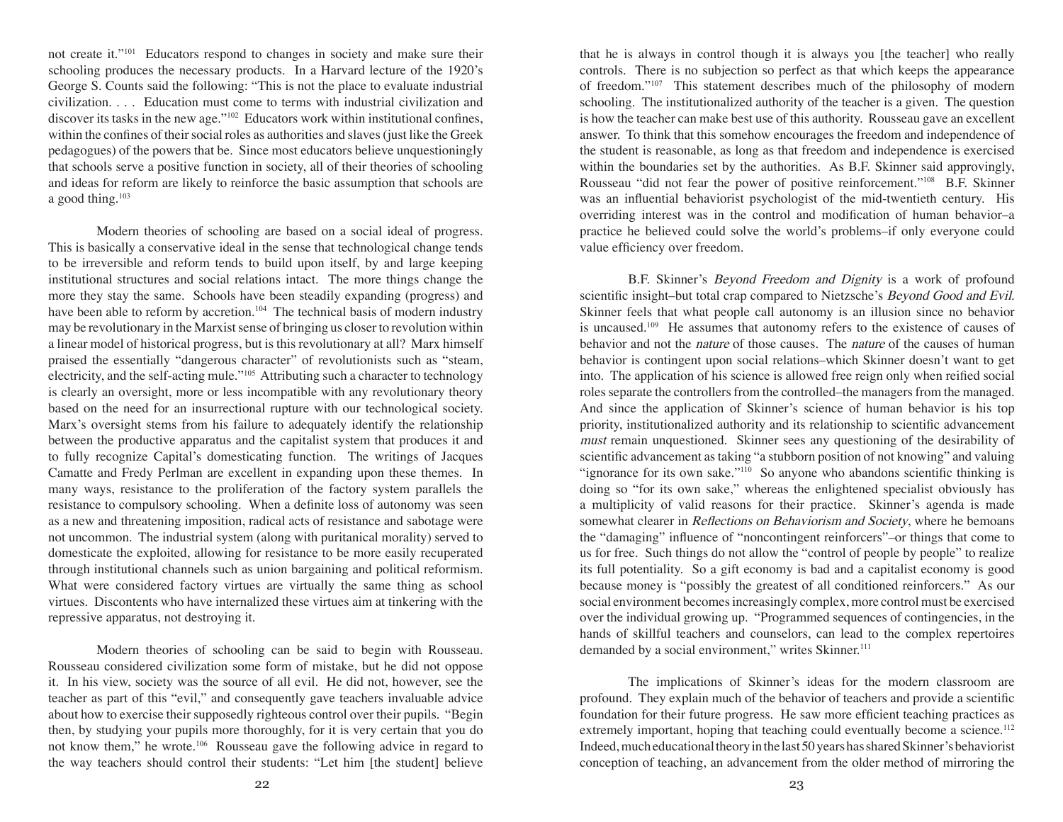not create it."[101] Educators respond to changes in society and make sure their schooling produces the necessary products. In a Harvard lecture of the 1920's George S. Counts said the following: "This is not the place to evaluate industrial civilization. . . . Education must come to terms with industrial civilization and discover its tasks in the new age."[102] Educators work within institutional confines, within the confines of their social roles as authorities and slaves (just like the Greek pedagogues) of the powers that be. Since most educators believe unquestioningly that schools serve a positive function in society, all of their theories of schooling and ideas for reform are likely to reinforce the basic assumption that schools are a good thing.[103]

Modern theories of schooling are based on a social ideal of progress. This is basically a conservative ideal in the sense that technological change tends to be irreversible and reform tends to build upon itself, by and large keeping institutional structures and social relations intact. The more things change the more they stay the same. Schools have been steadily expanding (progress) and have been able to reform by accretion.[104] The technical basis of modern industry may be revolutionary in the Marxist sense of bringing us closer to revolution within a linear model of historical progress, but is this revolutionary at all? Marx himself praised the essentially "dangerous character" of revolutionists such as "steam, electricity, and the self-acting mule."[105] Attributing such a character to technology is clearly an oversight, more or less incompatible with any revolutionary theory based on the need for an insurrectional rupture with our technological society. Marx's oversight stems from his failure to adequately identify the relationship between the productive apparatus and the capitalist system that produces it and to fully recognize Capital's domesticating function. The writings of Jacques Camatte and Fredy Perlman are excellent in expanding upon these themes. In many ways, resistance to the proliferation of the factory system parallels the resistance to compulsory schooling. When a definite loss of autonomy was seen as a new and threatening imposition, radical acts of resistance and sabotage were not uncommon. The industrial system (along with puritanical morality) served to domesticate the exploited, allowing for resistance to be more easily recuperated through institutional channels such as union bargaining and political reformism. What were considered factory virtues are virtually the same thing as school virtues. Discontents who have internalized these virtues aim at tinkering with the repressive apparatus, not destroying it.

Modern theories of schooling can be said to begin with Rousseau. Rousseau considered civilization some form of mistake, but he did not oppose it. In his view, society was the source of all evil. He did not, however, see the teacher as part of this "evil," and consequently gave teachers invaluable advice about how to exercise their supposedly righteous control over their pupils. "Begin then, by studying your pupils more thoroughly, for it is very certain that you do not know them," he wrote.[106] Rousseau gave the following advice in regard to the way teachers should control their students: "Let him [the student] believe that he is always in control though it is always you [the teacher] who really controls. There is no subjection so perfect as that which keeps the appearance of freedom."[107] This statement describes much of the philosophy of modern schooling. The institutionalized authority of the teacher is a given. The question is how the teacher can make best use of this authority. Rousseau gave an excellent answer. To think that this somehow encourages the freedom and independence of the student is reasonable, as long as that freedom and independence is exercised within the boundaries set by the authorities. As B.F. Skinner said approvingly, Rousseau "did not fear the power of positive reinforcement."[108] B.F. Skinner was an influential behaviorist psychologist of the mid-twentieth century. His overriding interest was in the control and modification of human behavior–a practice he believed could solve the world's problems–if only everyone could value efficiency over freedom.

B.F. Skinner's *Beyond Freedom and Dignity* is a work of profound scientific insight–but total crap compared to Nietzsche's *Beyond Good and Evil*. Skinner feels that what people call autonomy is an illusion since no behavior is uncaused.[109] He assumes that autonomy refers to the existence of causes of behavior and not the *nature* of those causes. The *nature* of the causes of human behavior is contingent upon social relations–which Skinner doesn't want to get into. The application of his science is allowed free reign only when reified social roles separate the controllers from the controlled–the managers from the managed. And since the application of Skinner's science of human behavior is his top priority, institutionalized authority and its relationship to scientific advancement *must* remain unquestioned. Skinner sees any questioning of the desirability of scientific advancement as taking "a stubborn position of not knowing" and valuing "ignorance for its own sake."[110] So anyone who abandons scientific thinking is doing so "for its own sake," whereas the enlightened specialist obviously has a multiplicity of valid reasons for their practice. Skinner's agenda is made somewhat clearer in *Reflections on Behaviorism and Society*, where he bemoans the "damaging" influence of "noncontingent reinforcers"–or things that come to us for free. Such things do not allow the "control of people by people" to realize its full potentiality. So a gift economy is bad and a capitalist economy is good because money is "possibly the greatest of all conditioned reinforcers." As our social environment becomes increasingly complex, more control must be exercised over the individual growing up. "Programmed sequences of contingencies, in the hands of skillful teachers and counselors, can lead to the complex repertoires demanded by a social environment," writes Skinner.[111]

The implications of Skinner's ideas for the modern classroom are profound. They explain much of the behavior of teachers and provide a scientific foundation for their future progress. He saw more efficient teaching practices as extremely important, hoping that teaching could eventually become a science.[112] Indeed, much educational theory in the last 50 years has shared Skinner's behaviorist conception of teaching, an advancement from the older method of mirroring the